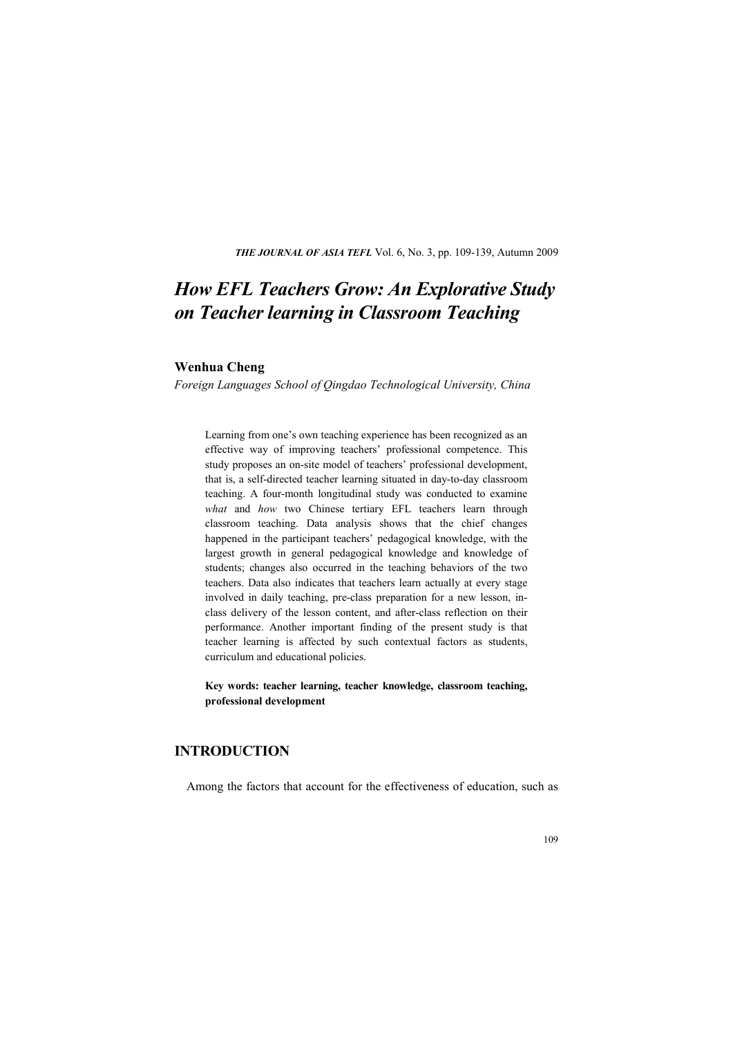# *How EFL Teachers Grow: An Explorative Study on Teacher learning in Classroom Teaching*

**Wenhua Cheng**

*Foreign Languages School of Qingdao Technological University, China*

Learning from one's own teaching experience has been recognized as an effective way of improving teachers' professional competence. This study proposes an on-site model of teachers' professional development, that is, a self-directed teacher learning situated in day-to-day classroom teaching. A four-month longitudinal study was conducted to examine *what* and *how* two Chinese tertiary EFL teachers learn through classroom teaching. Data analysis shows that the chief changes happened in the participant teachers' pedagogical knowledge, with the largest growth in general pedagogical knowledge and knowledge of students; changes also occurred in the teaching behaviors of the two teachers. Data also indicates that teachers learn actually at every stage involved in daily teaching, pre-class preparation for a new lesson, in-class delivery of the lesson content, and after-class reflection on their performance. Another important finding of the present study is that teacher learning is affected by such contextual factors as students, curriculum and educational policies.

**Key words: teacher learning, teacher knowledge, classroom teaching, professional development**

## INTRODUCTION

Among the factors that account for the effectiveness of education, such as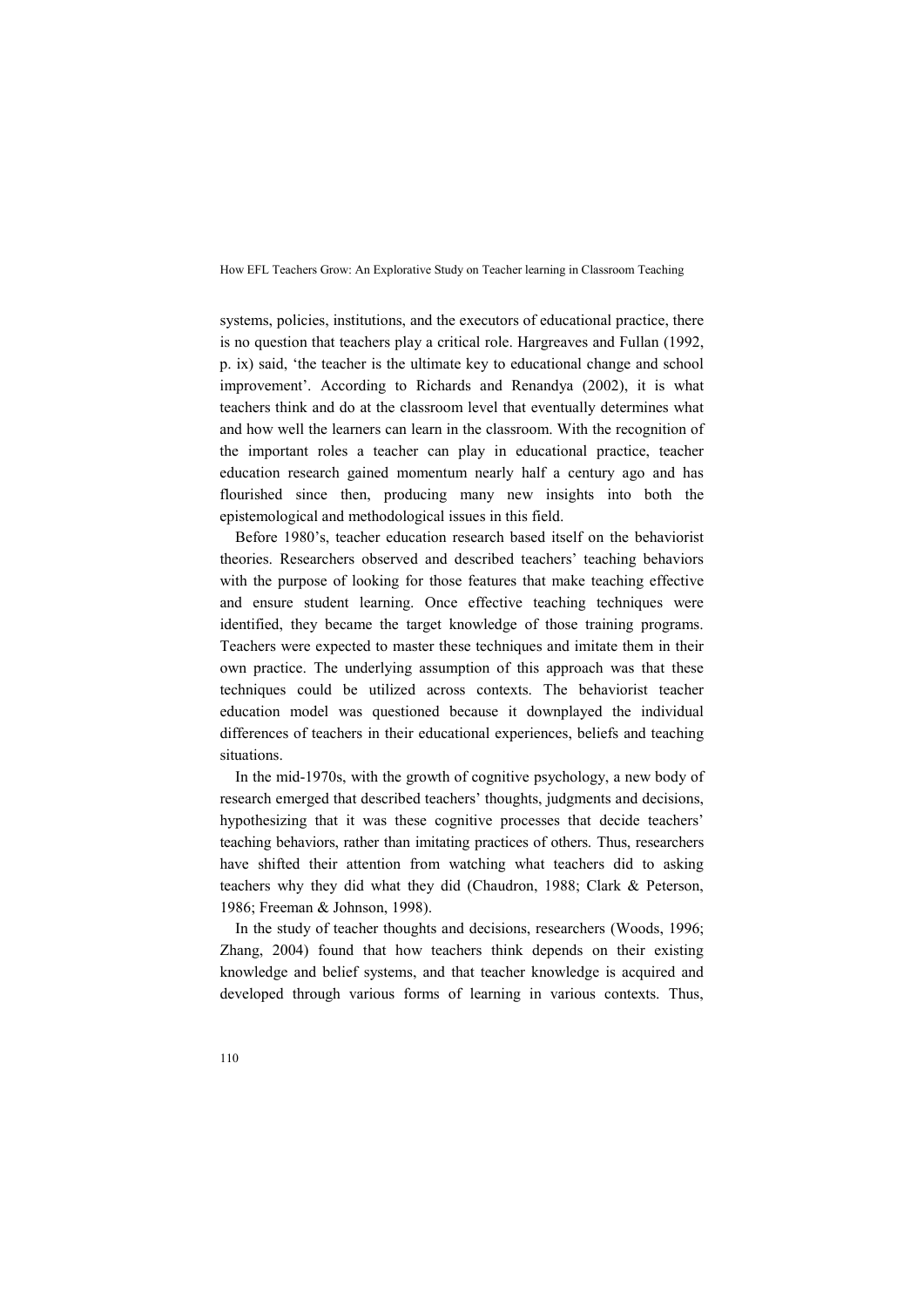systems, policies, institutions, and the executors of educational practice, there is no question that teachers play a critical role. Hargreaves and Fullan (1992, p. ix) said, 'the teacher is the ultimate key to educational change and school improvement'. According to Richards and Renandya (2002), it is what teachers think and do at the classroom level that eventually determines what and how well the learners can learn in the classroom. With the recognition of the important roles a teacher can play in educational practice, teacher education research gained momentum nearly half a century ago and has flourished since then, producing many new insights into both the epistemological and methodological issues in this field.

Before 1980's, teacher education research based itself on the behaviorist theories. Researchers observed and described teachers' teaching behaviors with the purpose of looking for those features that make teaching effective and ensure student learning. Once effective teaching techniques were identified, they became the target knowledge of those training programs. Teachers were expected to master these techniques and imitate them in their own practice. The underlying assumption of this approach was that these techniques could be utilized across contexts. The behaviorist teacher education model was questioned because it downplayed the individual differences of teachers in their educational experiences, beliefs and teaching situations.

In the mid-1970s, with the growth of cognitive psychology, a new body of research emerged that described teachers' thoughts, judgments and decisions, hypothesizing that it was these cognitive processes that decide teachers' teaching behaviors, rather than imitating practices of others. Thus, researchers have shifted their attention from watching what teachers did to asking teachers why they did what they did (Chaudron, 1988; Clark & Peterson, 1986; Freeman & Johnson, 1998).

In the study of teacher thoughts and decisions, researchers (Woods, 1996; Zhang, 2004) found that how teachers think depends on their existing knowledge and belief systems, and that teacher knowledge is acquired and developed through various forms of learning in various contexts. Thus,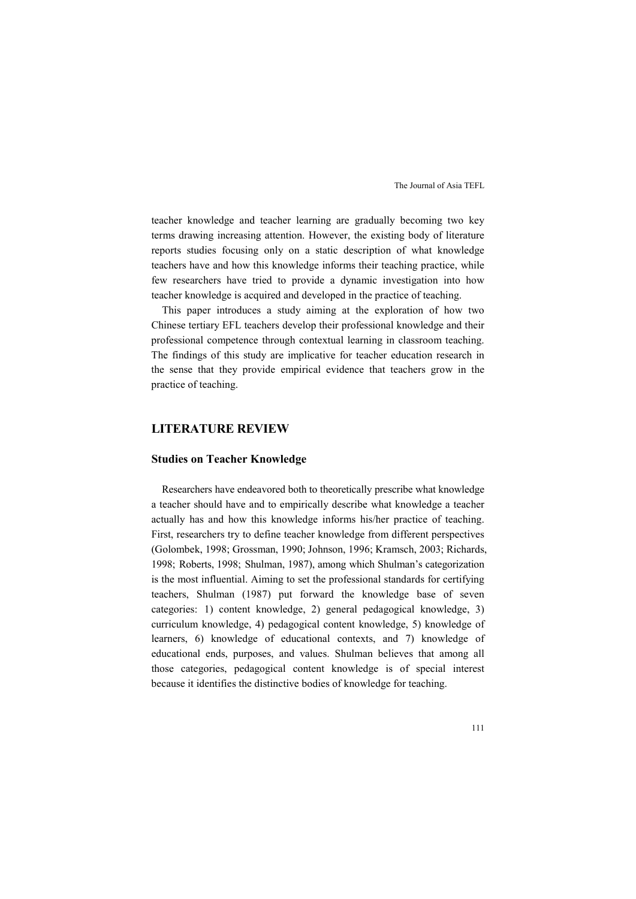teacher knowledge and teacher learning are gradually becoming two key terms drawing increasing attention. However, the existing body of literature reports studies focusing only on a static description of what knowledge teachers have and how this knowledge informs their teaching practice, while few researchers have tried to provide a dynamic investigation into how teacher knowledge is acquired and developed in the practice of teaching.

This paper introduces a study aiming at the exploration of how two Chinese tertiary EFL teachers develop their professional knowledge and their professional competence through contextual learning in classroom teaching. The findings of this study are implicative for teacher education research in the sense that they provide empirical evidence that teachers grow in the practice of teaching.

## LITERATURE REVIEW

### Studies on Teacher Knowledge

Researchers have endeavored both to theoretically prescribe what knowledge a teacher should have and to empirically describe what knowledge a teacher actually has and how this knowledge informs his/her practice of teaching. First, researchers try to define teacher knowledge from different perspectives (Golombek, 1998; Grossman, 1990; Johnson, 1996; Kramsch, 2003; Richards, 1998; Roberts, 1998; Shulman, 1987), among which Shulman's categorization is the most influential. Aiming to set the professional standards for certifying teachers, Shulman (1987) put forward the knowledge base of seven categories: 1) content knowledge, 2) general pedagogical knowledge, 3) curriculum knowledge, 4) pedagogical content knowledge, 5) knowledge of learners, 6) knowledge of educational contexts, and 7) knowledge of educational ends, purposes, and values. Shulman believes that among all those categories, pedagogical content knowledge is of special interest because it identifies the distinctive bodies of knowledge for teaching.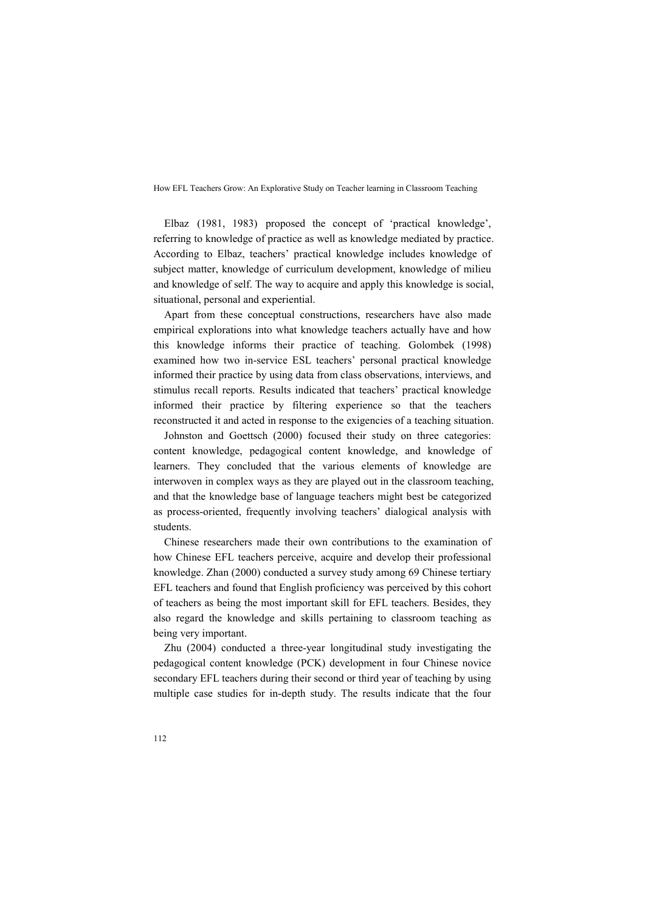Elbaz (1981, 1983) proposed the concept of 'practical knowledge', referring to knowledge of practice as well as knowledge mediated by practice. According to Elbaz, teachers' practical knowledge includes knowledge of subject matter, knowledge of curriculum development, knowledge of milieu and knowledge of self. The way to acquire and apply this knowledge is social, situational, personal and experiential.

Apart from these conceptual constructions, researchers have also made empirical explorations into what knowledge teachers actually have and how this knowledge informs their practice of teaching. Golombek (1998) examined how two in-service ESL teachers' personal practical knowledge informed their practice by using data from class observations, interviews, and stimulus recall reports. Results indicated that teachers' practical knowledge informed their practice by filtering experience so that the teachers reconstructed it and acted in response to the exigencies of a teaching situation.

Johnston and Goettsch (2000) focused their study on three categories: content knowledge, pedagogical content knowledge, and knowledge of learners. They concluded that the various elements of knowledge are interwoven in complex ways as they are played out in the classroom teaching, and that the knowledge base of language teachers might best be categorized as process-oriented, frequently involving teachers' dialogical analysis with students.

Chinese researchers made their own contributions to the examination of how Chinese EFL teachers perceive, acquire and develop their professional knowledge. Zhan (2000) conducted a survey study among 69 Chinese tertiary EFL teachers and found that English proficiency was perceived by this cohort of teachers as being the most important skill for EFL teachers. Besides, they also regard the knowledge and skills pertaining to classroom teaching as being very important.

Zhu (2004) conducted a three-year longitudinal study investigating the pedagogical content knowledge (PCK) development in four Chinese novice secondary EFL teachers during their second or third year of teaching by using multiple case studies for in-depth study. The results indicate that the four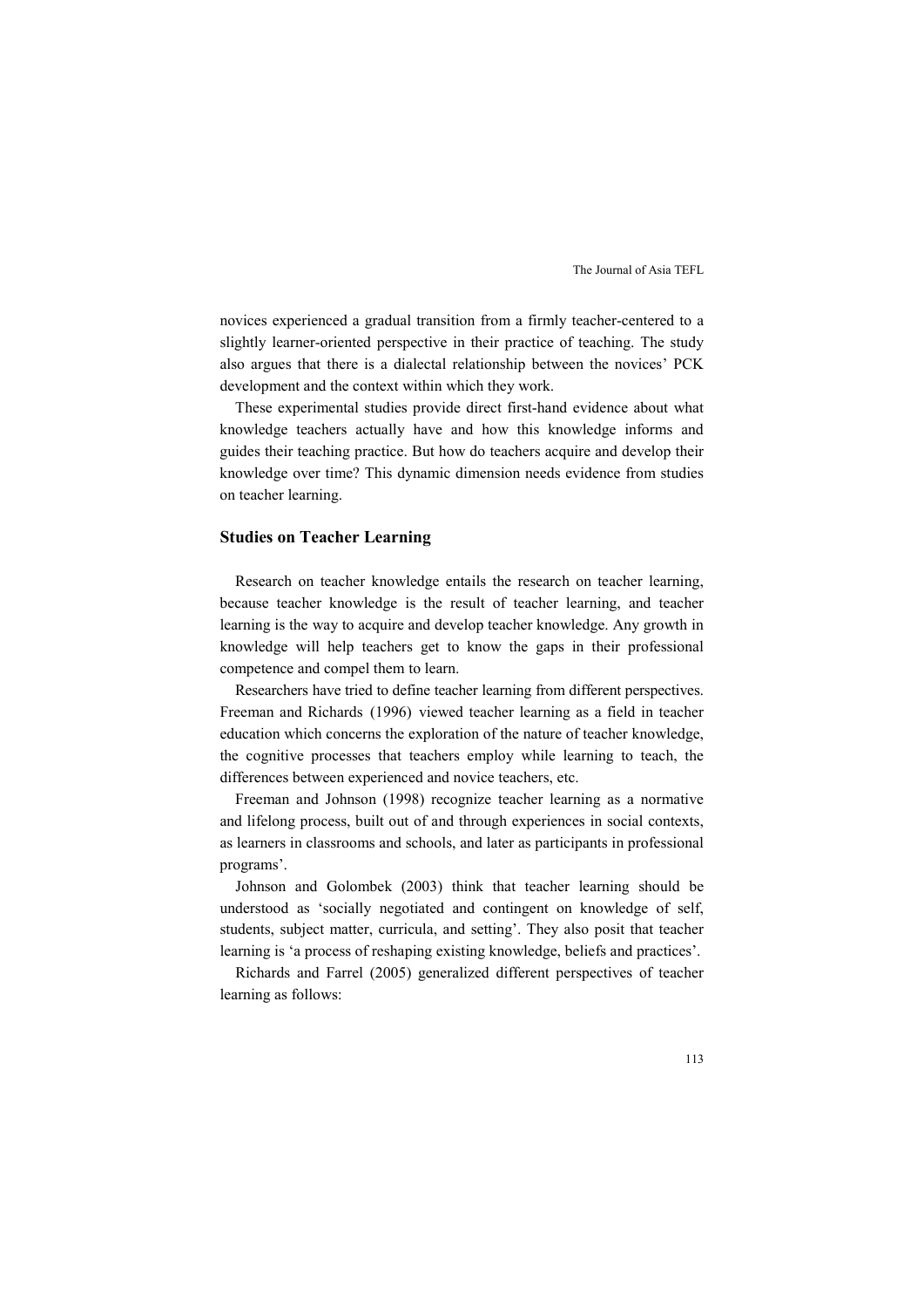novices experienced a gradual transition from a firmly teacher-centered to a slightly learner-oriented perspective in their practice of teaching. The study also argues that there is a dialectal relationship between the novices' PCK development and the context within which they work.

These experimental studies provide direct first-hand evidence about what knowledge teachers actually have and how this knowledge informs and guides their teaching practice. But how do teachers acquire and develop their knowledge over time? This dynamic dimension needs evidence from studies on teacher learning.

## Studies on Teacher Learning

Research on teacher knowledge entails the research on teacher learning, because teacher knowledge is the result of teacher learning, and teacher learning is the way to acquire and develop teacher knowledge. Any growth in knowledge will help teachers get to know the gaps in their professional competence and compel them to learn.

Researchers have tried to define teacher learning from different perspectives. Freeman and Richards (1996) viewed teacher learning as a field in teacher education which concerns the exploration of the nature of teacher knowledge, the cognitive processes that teachers employ while learning to teach, the differences between experienced and novice teachers, etc.

Freeman and Johnson (1998) recognize teacher learning as a normative and lifelong process, built out of and through experiences in social contexts, as learners in classrooms and schools, and later as participants in professional programs'.

Johnson and Golombek (2003) think that teacher learning should be understood as 'socially negotiated and contingent on knowledge of self, students, subject matter, curricula, and setting'. They also posit that teacher learning is 'a process of reshaping existing knowledge, beliefs and practices'.

Richards and Farrel (2005) generalized different perspectives of teacher learning as follows: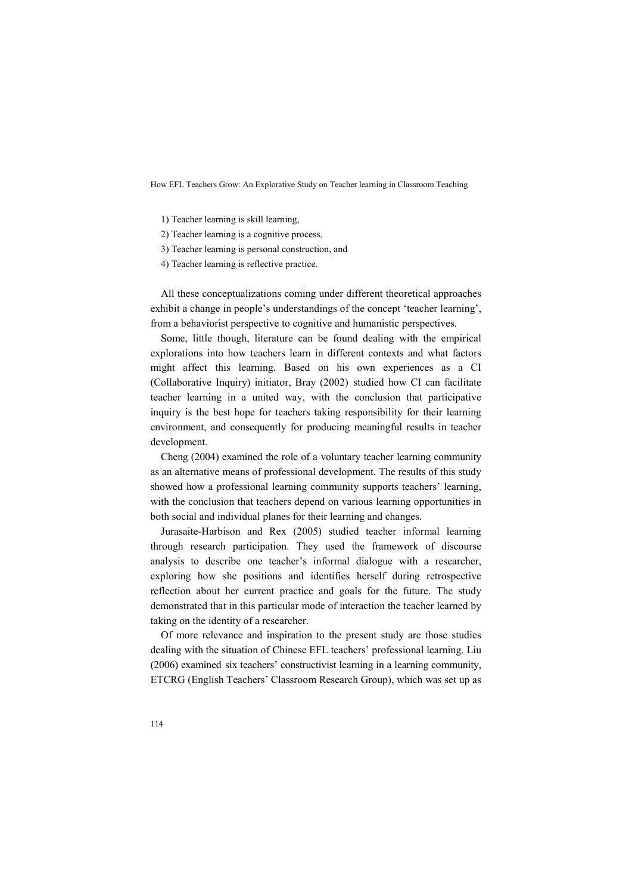1) Teacher learning is skill learning,
2) Teacher learning is a cognitive process,
3) Teacher learning is personal construction, and
4) Teacher learning is reflective practice.

All these conceptualizations coming under different theoretical approaches exhibit a change in people's understandings of the concept 'teacher learning', from a behaviorist perspective to cognitive and humanistic perspectives.

Some, little though, literature can be found dealing with the empirical explorations into how teachers learn in different contexts and what factors might affect this learning. Based on his own experiences as a CI (Collaborative Inquiry) initiator, Bray (2002) studied how CI can facilitate teacher learning in a united way, with the conclusion that participative inquiry is the best hope for teachers taking responsibility for their learning environment, and consequently for producing meaningful results in teacher development.

Cheng (2004) examined the role of a voluntary teacher learning community as an alternative means of professional development. The results of this study showed how a professional learning community supports teachers' learning, with the conclusion that teachers depend on various learning opportunities in both social and individual planes for their learning and changes.

Jurasaite-Harbison and Rex (2005) studied teacher informal learning through research participation. They used the framework of discourse analysis to describe one teacher's informal dialogue with a researcher, exploring how she positions and identifies herself during retrospective reflection about her current practice and goals for the future. The study demonstrated that in this particular mode of interaction the teacher learned by taking on the identity of a researcher.

Of more relevance and inspiration to the present study are those studies dealing with the situation of Chinese EFL teachers' professional learning. Liu (2006) examined six teachers' constructivist learning in a learning community, ETCRG (English Teachers' Classroom Research Group), which was set up as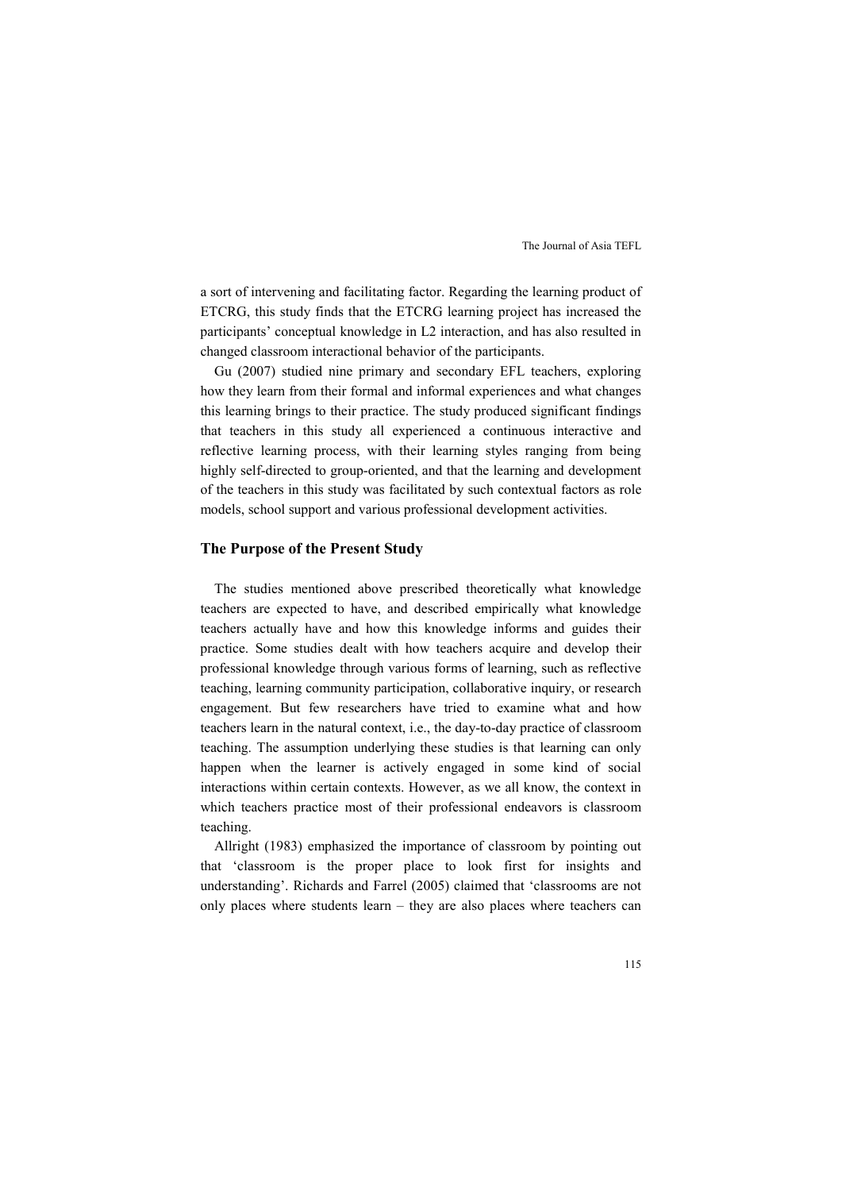a sort of intervening and facilitating factor. Regarding the learning product of ETCRG, this study finds that the ETCRG learning project has increased the participants' conceptual knowledge in L2 interaction, and has also resulted in changed classroom interactional behavior of the participants.

Gu (2007) studied nine primary and secondary EFL teachers, exploring how they learn from their formal and informal experiences and what changes this learning brings to their practice. The study produced significant findings that teachers in this study all experienced a continuous interactive and reflective learning process, with their learning styles ranging from being highly self-directed to group-oriented, and that the learning and development of the teachers in this study was facilitated by such contextual factors as role models, school support and various professional development activities.

## The Purpose of the Present Study

The studies mentioned above prescribed theoretically what knowledge teachers are expected to have, and described empirically what knowledge teachers actually have and how this knowledge informs and guides their practice. Some studies dealt with how teachers acquire and develop their professional knowledge through various forms of learning, such as reflective teaching, learning community participation, collaborative inquiry, or research engagement. But few researchers have tried to examine what and how teachers learn in the natural context, i.e., the day-to-day practice of classroom teaching. The assumption underlying these studies is that learning can only happen when the learner is actively engaged in some kind of social interactions within certain contexts. However, as we all know, the context in which teachers practice most of their professional endeavors is classroom teaching.

Allright (1983) emphasized the importance of classroom by pointing out that 'classroom is the proper place to look first for insights and understanding'. Richards and Farrel (2005) claimed that 'classrooms are not only places where students learn – they are also places where teachers can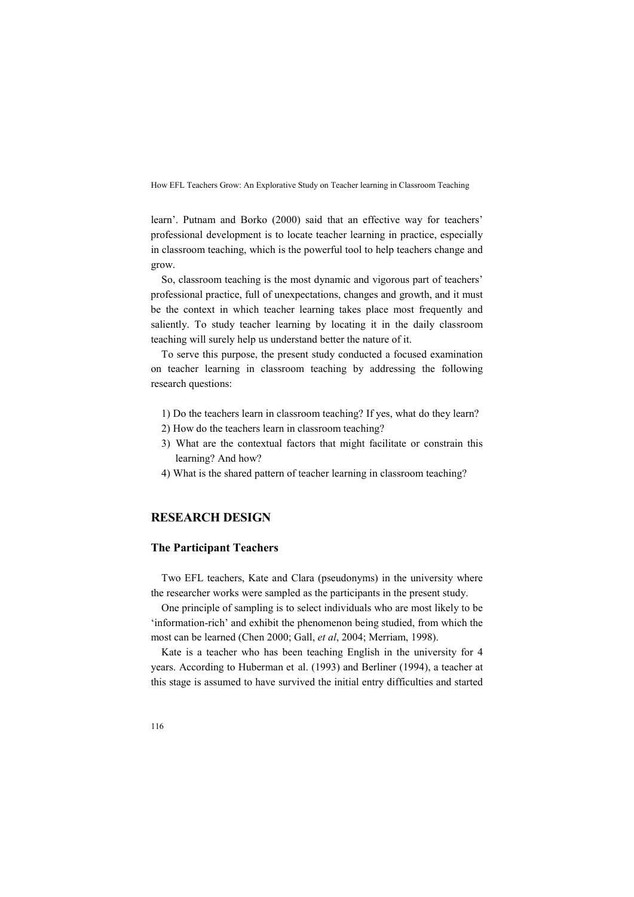learn'. Putnam and Borko (2000) said that an effective way for teachers' professional development is to locate teacher learning in practice, especially in classroom teaching, which is the powerful tool to help teachers change and grow.

So, classroom teaching is the most dynamic and vigorous part of teachers' professional practice, full of unexpectations, changes and growth, and it must be the context in which teacher learning takes place most frequently and saliently. To study teacher learning by locating it in the daily classroom teaching will surely help us understand better the nature of it.

To serve this purpose, the present study conducted a focused examination on teacher learning in classroom teaching by addressing the following research questions:

1) Do the teachers learn in classroom teaching? If yes, what do they learn?
2) How do the teachers learn in classroom teaching?
3) What are the contextual factors that might facilitate or constrain this learning? And how?
4) What is the shared pattern of teacher learning in classroom teaching?

## RESEARCH DESIGN

### The Participant Teachers

Two EFL teachers, Kate and Clara (pseudonyms) in the university where the researcher works were sampled as the participants in the present study.

One principle of sampling is to select individuals who are most likely to be 'information-rich' and exhibit the phenomenon being studied, from which the most can be learned (Chen 2000; Gall, *et al*, 2004; Merriam, 1998).

Kate is a teacher who has been teaching English in the university for 4 years. According to Huberman et al. (1993) and Berliner (1994), a teacher at this stage is assumed to have survived the initial entry difficulties and started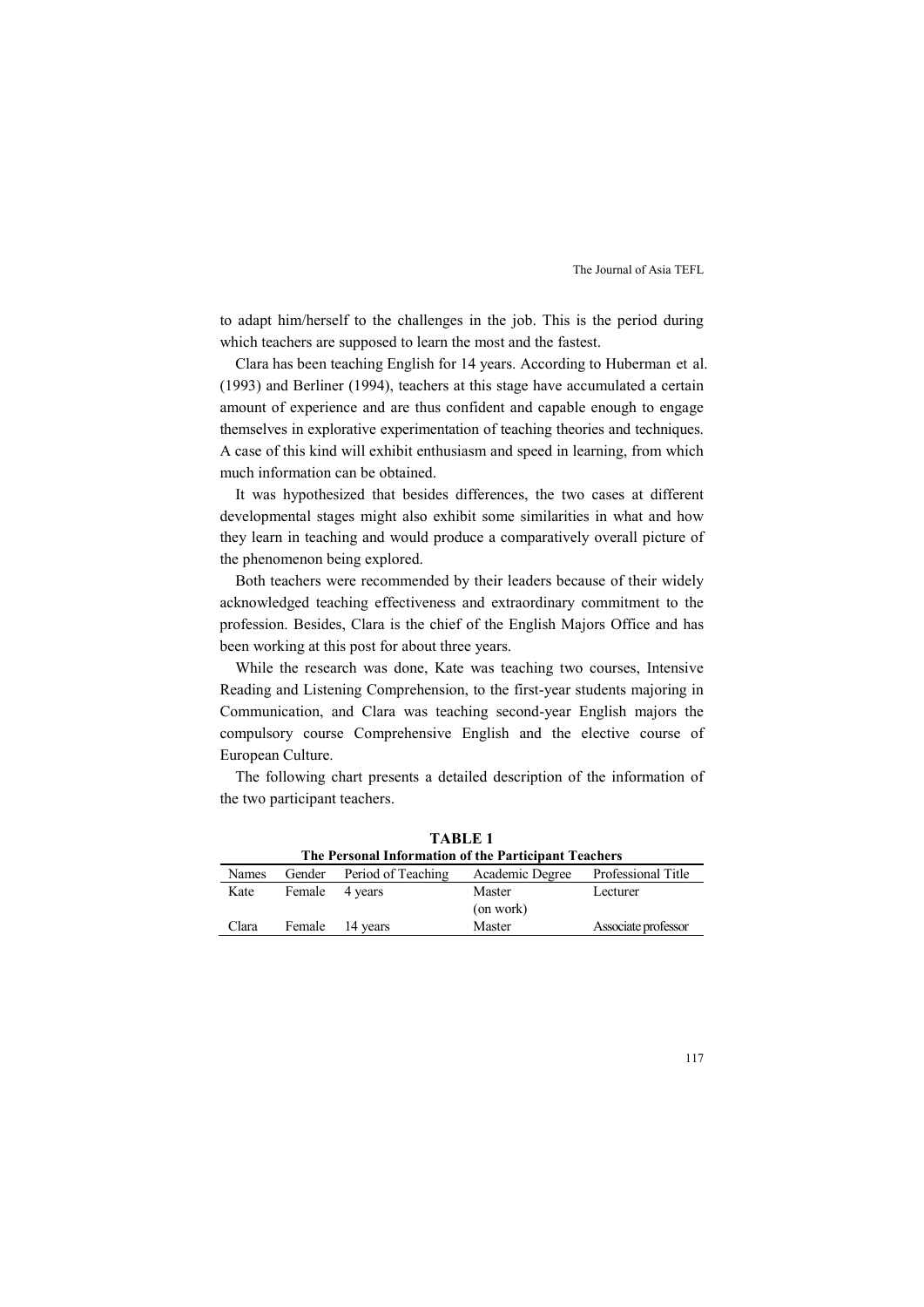to adapt him/herself to the challenges in the job. This is the period during which teachers are supposed to learn the most and the fastest.

Clara has been teaching English for 14 years. According to Huberman et al. (1993) and Berliner (1994), teachers at this stage have accumulated a certain amount of experience and are thus confident and capable enough to engage themselves in explorative experimentation of teaching theories and techniques. A case of this kind will exhibit enthusiasm and speed in learning, from which much information can be obtained.

It was hypothesized that besides differences, the two cases at different developmental stages might also exhibit some similarities in what and how they learn in teaching and would produce a comparatively overall picture of the phenomenon being explored.

Both teachers were recommended by their leaders because of their widely acknowledged teaching effectiveness and extraordinary commitment to the profession. Besides, Clara is the chief of the English Majors Office and has been working at this post for about three years.

While the research was done, Kate was teaching two courses, Intensive Reading and Listening Comprehension, to the first-year students majoring in Communication, and Clara was teaching second-year English majors the compulsory course Comprehensive English and the elective course of European Culture.

The following chart presents a detailed description of the information of the two participant teachers.

**TABLE 1**
**The Personal Information of the Participant Teachers**

| Names | Gender | Period of Teaching | Academic Degree | Professional Title |
|---|---|---|---|---|
| Kate | Female | 4 years | Master (on work) | Lecturer |
| Clara | Female | 14 years | Master | Associate professor |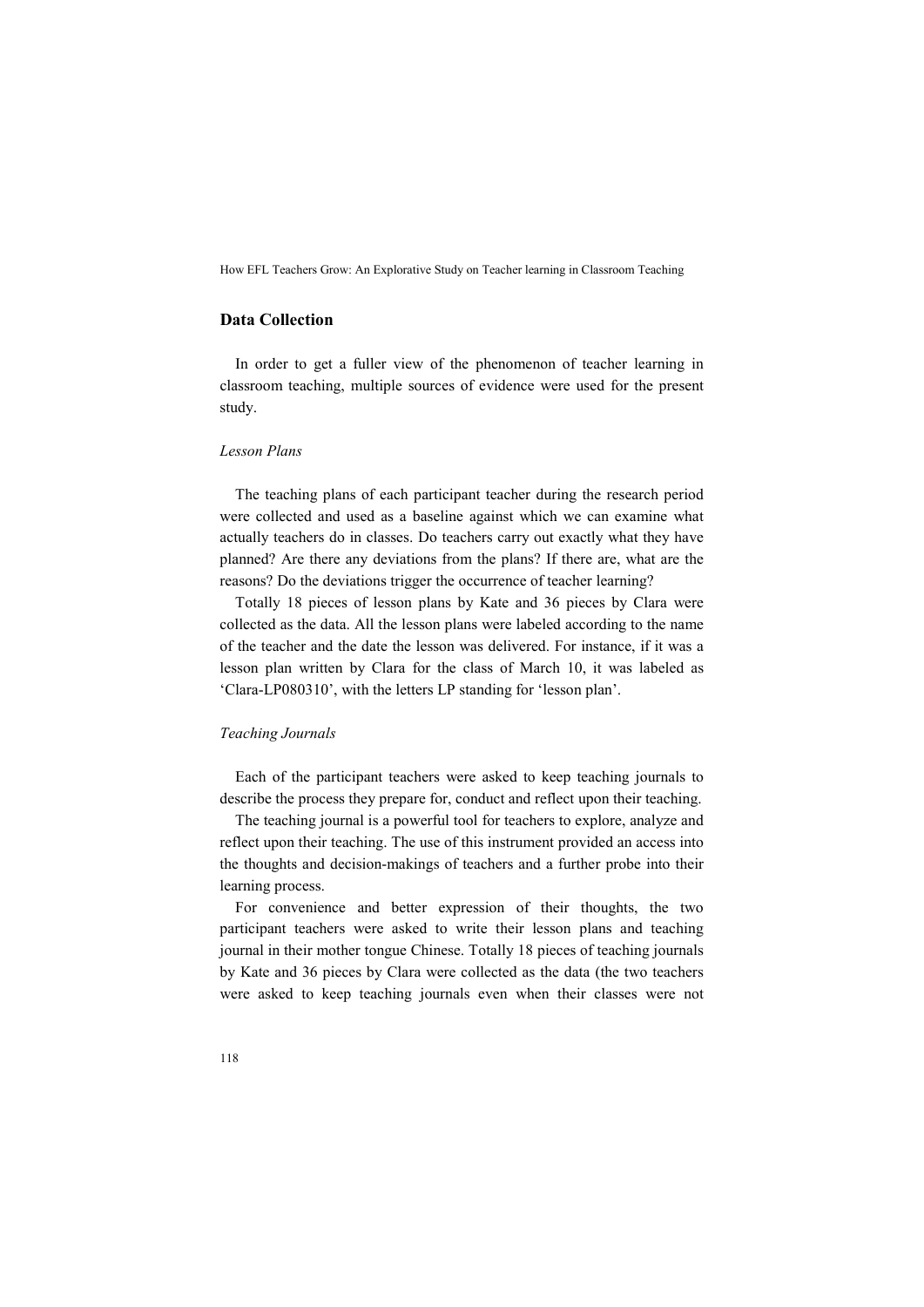## Data Collection

In order to get a fuller view of the phenomenon of teacher learning in classroom teaching, multiple sources of evidence were used for the present study.

### *Lesson Plans*

The teaching plans of each participant teacher during the research period were collected and used as a baseline against which we can examine what actually teachers do in classes. Do teachers carry out exactly what they have planned? Are there any deviations from the plans? If there are, what are the reasons? Do the deviations trigger the occurrence of teacher learning?

Totally 18 pieces of lesson plans by Kate and 36 pieces by Clara were collected as the data. All the lesson plans were labeled according to the name of the teacher and the date the lesson was delivered. For instance, if it was a lesson plan written by Clara for the class of March 10, it was labeled as 'Clara-LP080310', with the letters LP standing for 'lesson plan'.

### *Teaching Journals*

Each of the participant teachers were asked to keep teaching journals to describe the process they prepare for, conduct and reflect upon their teaching.

The teaching journal is a powerful tool for teachers to explore, analyze and reflect upon their teaching. The use of this instrument provided an access into the thoughts and decision-makings of teachers and a further probe into their learning process.

For convenience and better expression of their thoughts, the two participant teachers were asked to write their lesson plans and teaching journal in their mother tongue Chinese. Totally 18 pieces of teaching journals by Kate and 36 pieces by Clara were collected as the data (the two teachers were asked to keep teaching journals even when their classes were not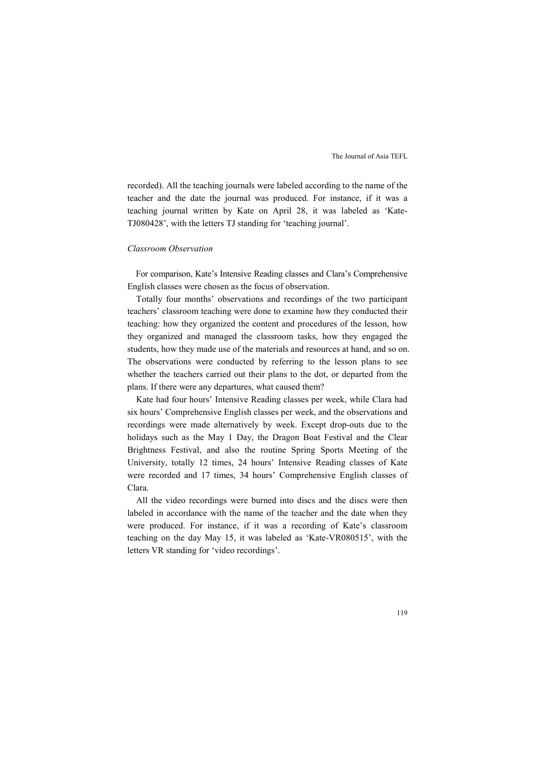recorded). All the teaching journals were labeled according to the name of the teacher and the date the journal was produced. For instance, if it was a teaching journal written by Kate on April 28, it was labeled as 'Kate-TJ080428', with the letters TJ standing for 'teaching journal'.

*Classroom Observation*

For comparison, Kate's Intensive Reading classes and Clara's Comprehensive English classes were chosen as the focus of observation.

Totally four months' observations and recordings of the two participant teachers' classroom teaching were done to examine how they conducted their teaching: how they organized the content and procedures of the lesson, how they organized and managed the classroom tasks, how they engaged the students, how they made use of the materials and resources at hand, and so on. The observations were conducted by referring to the lesson plans to see whether the teachers carried out their plans to the dot, or departed from the plans. If there were any departures, what caused them?

Kate had four hours' Intensive Reading classes per week, while Clara had six hours' Comprehensive English classes per week, and the observations and recordings were made alternatively by week. Except drop-outs due to the holidays such as the May 1 Day, the Dragon Boat Festival and the Clear Brightness Festival, and also the routine Spring Sports Meeting of the University, totally 12 times, 24 hours' Intensive Reading classes of Kate were recorded and 17 times, 34 hours' Comprehensive English classes of Clara.

All the video recordings were burned into discs and the discs were then labeled in accordance with the name of the teacher and the date when they were produced. For instance, if it was a recording of Kate's classroom teaching on the day May 15, it was labeled as 'Kate-VR080515', with the letters VR standing for 'video recordings'.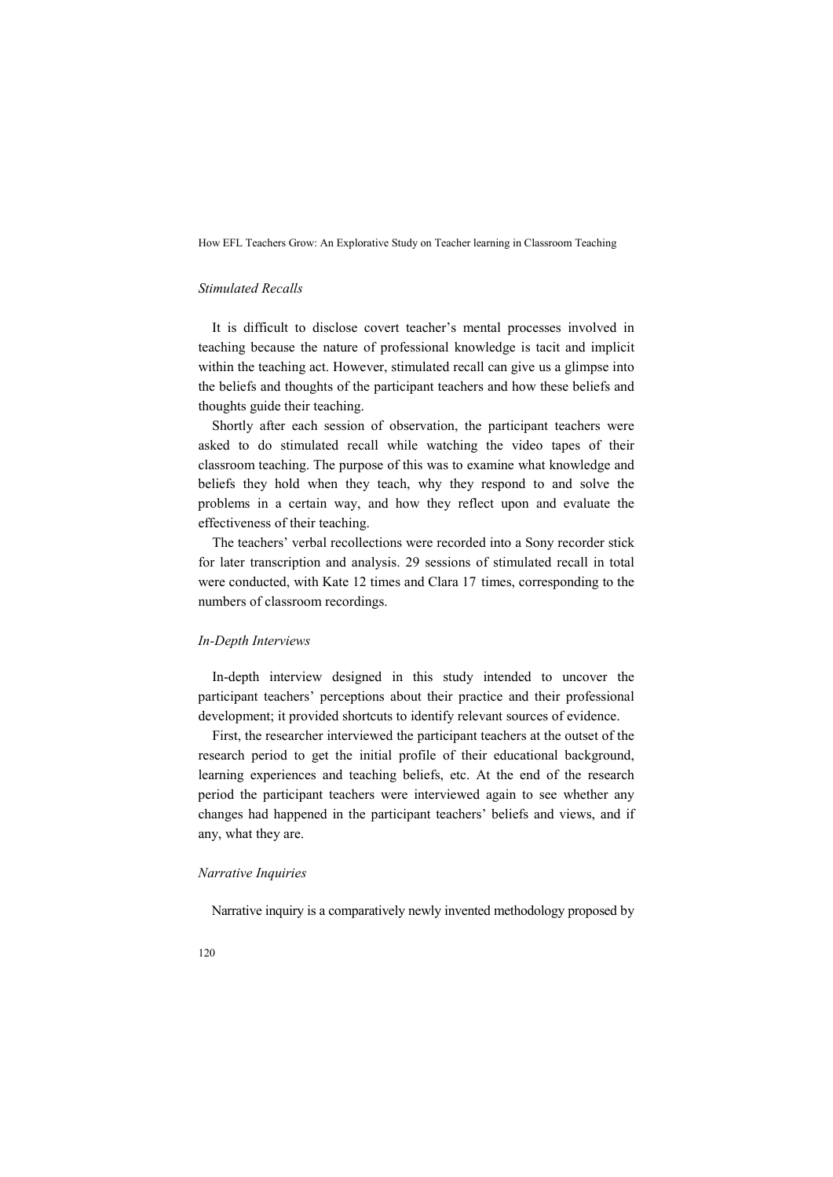### *Stimulated Recalls*

It is difficult to disclose covert teacher's mental processes involved in teaching because the nature of professional knowledge is tacit and implicit within the teaching act. However, stimulated recall can give us a glimpse into the beliefs and thoughts of the participant teachers and how these beliefs and thoughts guide their teaching.

Shortly after each session of observation, the participant teachers were asked to do stimulated recall while watching the video tapes of their classroom teaching. The purpose of this was to examine what knowledge and beliefs they hold when they teach, why they respond to and solve the problems in a certain way, and how they reflect upon and evaluate the effectiveness of their teaching.

The teachers' verbal recollections were recorded into a Sony recorder stick for later transcription and analysis. 29 sessions of stimulated recall in total were conducted, with Kate 12 times and Clara 17 times, corresponding to the numbers of classroom recordings.

### *In-Depth Interviews*

In-depth interview designed in this study intended to uncover the participant teachers' perceptions about their practice and their professional development; it provided shortcuts to identify relevant sources of evidence.

First, the researcher interviewed the participant teachers at the outset of the research period to get the initial profile of their educational background, learning experiences and teaching beliefs, etc. At the end of the research period the participant teachers were interviewed again to see whether any changes had happened in the participant teachers' beliefs and views, and if any, what they are.

### *Narrative Inquiries*

Narrative inquiry is a comparatively newly invented methodology proposed by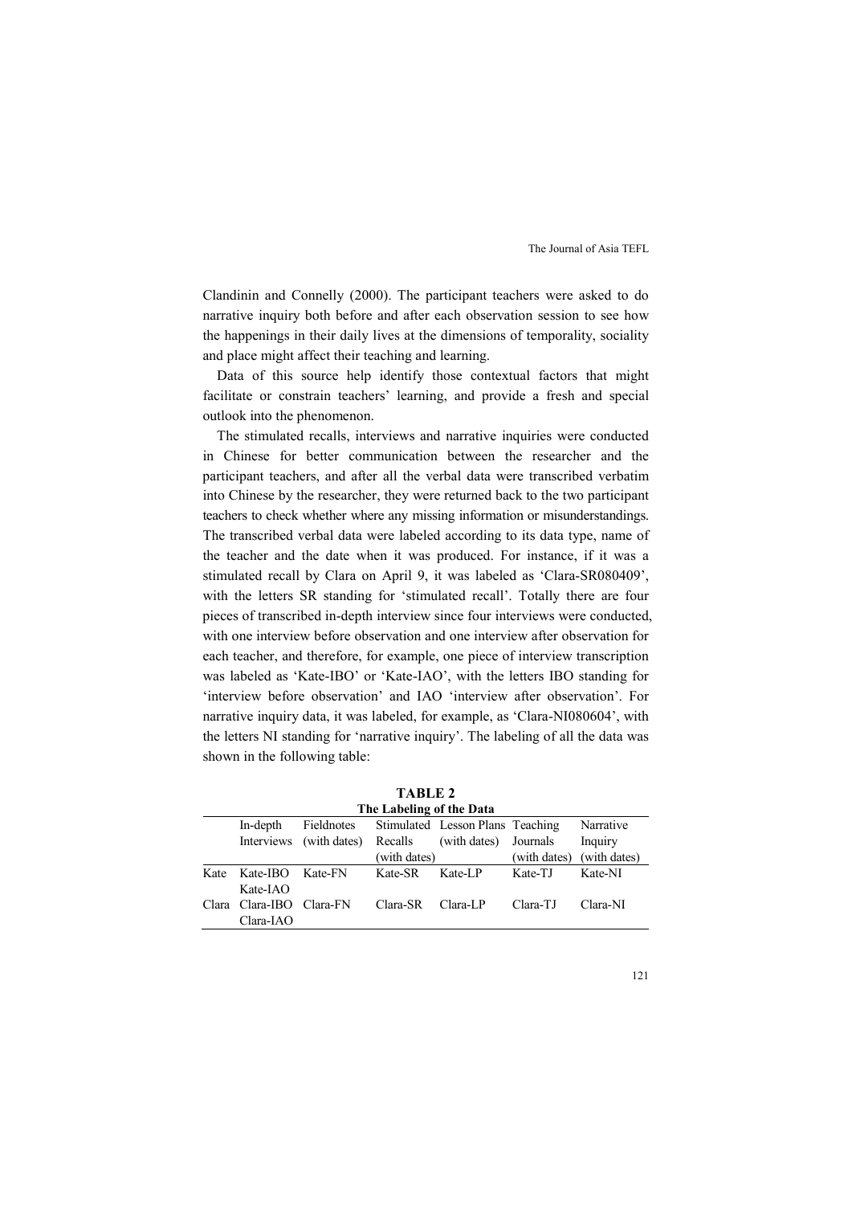Clandinin and Connelly (2000). The participant teachers were asked to do narrative inquiry both before and after each observation session to see how the happenings in their daily lives at the dimensions of temporality, sociality and place might affect their teaching and learning.

Data of this source help identify those contextual factors that might facilitate or constrain teachers' learning, and provide a fresh and special outlook into the phenomenon.

The stimulated recalls, interviews and narrative inquiries were conducted in Chinese for better communication between the researcher and the participant teachers, and after all the verbal data were transcribed verbatim into Chinese by the researcher, they were returned back to the two participant teachers to check whether where any missing information or misunderstandings. The transcribed verbal data were labeled according to its data type, name of the teacher and the date when it was produced. For instance, if it was a stimulated recall by Clara on April 9, it was labeled as 'Clara-SR080409', with the letters SR standing for 'stimulated recall'. Totally there are four pieces of transcribed in-depth interview since four interviews were conducted, with one interview before observation and one interview after observation for each teacher, and therefore, for example, one piece of interview transcription was labeled as 'Kate-IBO' or 'Kate-IAO', with the letters IBO standing for 'interview before observation' and IAO 'interview after observation'. For narrative inquiry data, it was labeled, for example, as 'Clara-NI080604', with the letters NI standing for 'narrative inquiry'. The labeling of all the data was shown in the following table:

**TABLE 2**
**The Labeling of the Data**

| | In-depth Interviews | Fieldnotes (with dates) | Stimulated Recalls (with dates) | Lesson Plans (with dates) | Teaching Journals (with dates) | Narrative Inquiry (with dates) |
|---|---|---|---|---|---|---|
| Kate | Kate-IBO Kate-IAO | Kate-FN | Kate-SR | Kate-LP | Kate-TJ | Kate-NI |
| Clara | Clara-IBO Clara-IAO | Clara-FN | Clara-SR | Clara-LP | Clara-TJ | Clara-NI |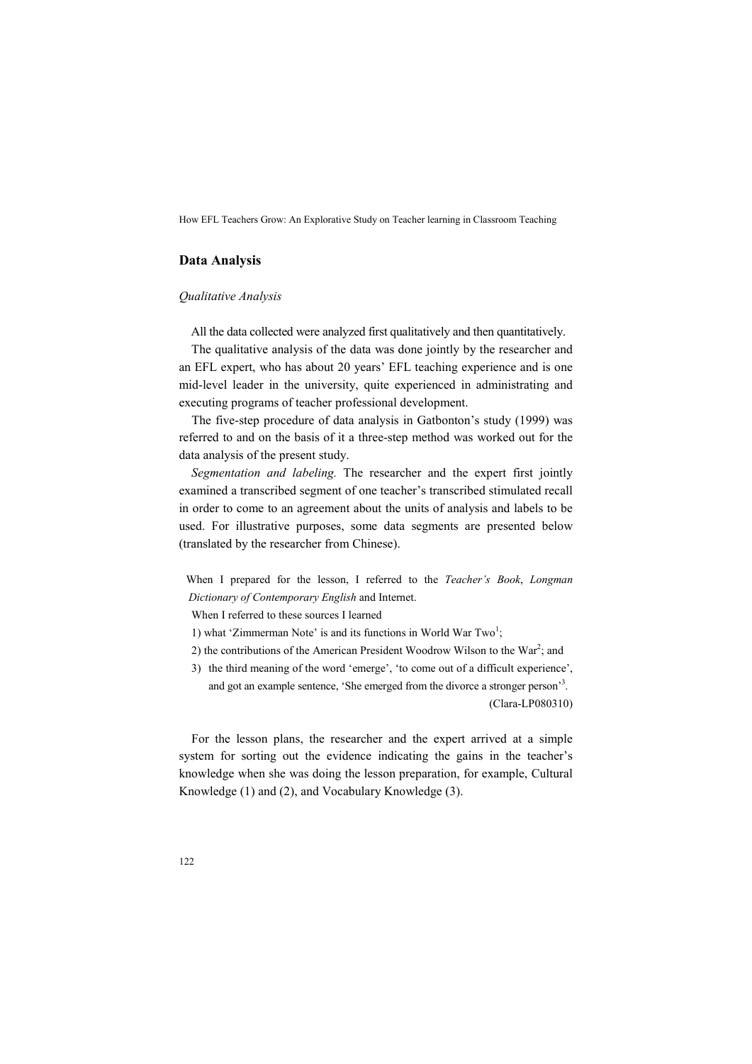## Data Analysis

### *Qualitative Analysis*

All the data collected were analyzed first qualitatively and then quantitatively.

The qualitative analysis of the data was done jointly by the researcher and an EFL expert, who has about 20 years' EFL teaching experience and is one mid-level leader in the university, quite experienced in administrating and executing programs of teacher professional development.

The five-step procedure of data analysis in Gatbonton's study (1999) was referred to and on the basis of it a three-step method was worked out for the data analysis of the present study.

*Segmentation and labeling.* The researcher and the expert first jointly examined a transcribed segment of one teacher's transcribed stimulated recall in order to come to an agreement about the units of analysis and labels to be used. For illustrative purposes, some data segments are presented below (translated by the researcher from Chinese).

> When I prepared for the lesson, I referred to the *Teacher's Book*, *Longman Dictionary of Contemporary English* and Internet.
>
> When I referred to these sources I learned
>
> 1) what 'Zimmerman Note' is and its functions in World War Two[1];
> 2) the contributions of the American President Woodrow Wilson to the War[2]; and
> 3) the third meaning of the word 'emerge', 'to come out of a difficult experience', and got an example sentence, 'She emerged from the divorce a stronger person'[3].
>
> (Clara-LP080310)

For the lesson plans, the researcher and the expert arrived at a simple system for sorting out the evidence indicating the gains in the teacher's knowledge when she was doing the lesson preparation, for example, Cultural Knowledge (1) and (2), and Vocabulary Knowledge (3).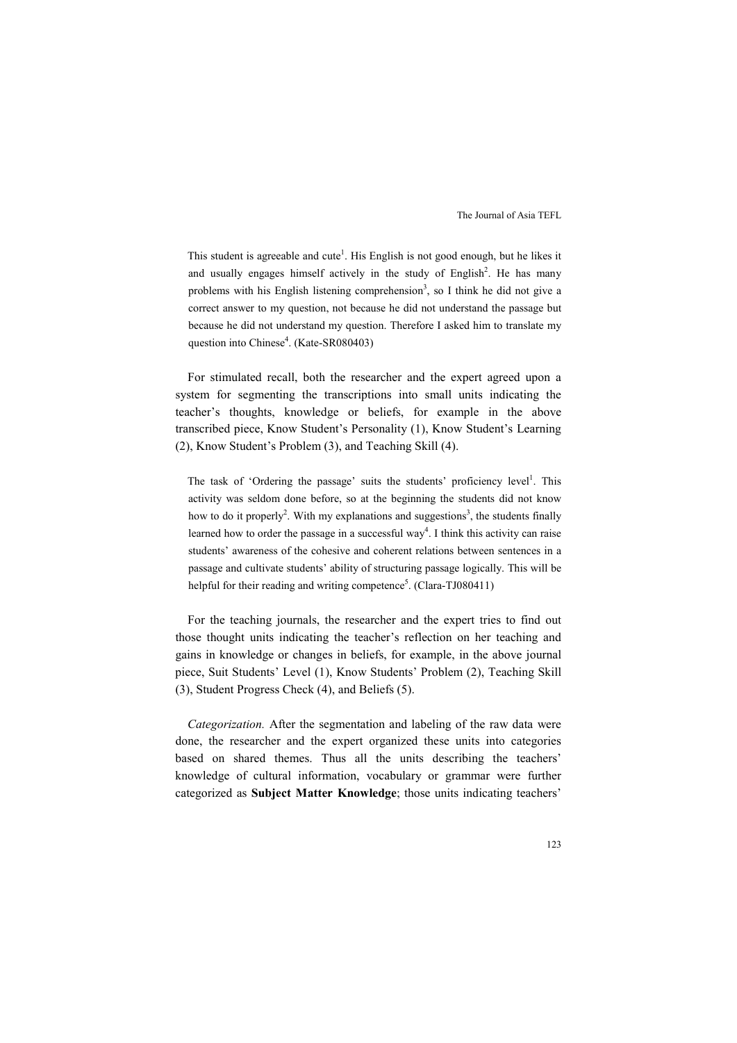This student is agreeable and cute[1]. His English is not good enough, but he likes it and usually engages himself actively in the study of English[2]. He has many problems with his English listening comprehension[3], so I think he did not give a correct answer to my question, not because he did not understand the passage but because he did not understand my question. Therefore I asked him to translate my question into Chinese[4]. (Kate-SR080403)

For stimulated recall, both the researcher and the expert agreed upon a system for segmenting the transcriptions into small units indicating the teacher's thoughts, knowledge or beliefs, for example in the above transcribed piece, Know Student's Personality (1), Know Student's Learning (2), Know Student's Problem (3), and Teaching Skill (4).

The task of 'Ordering the passage' suits the students' proficiency level[1]. This activity was seldom done before, so at the beginning the students did not know how to do it properly[2]. With my explanations and suggestions[3], the students finally learned how to order the passage in a successful way[4]. I think this activity can raise students' awareness of the cohesive and coherent relations between sentences in a passage and cultivate students' ability of structuring passage logically. This will be helpful for their reading and writing competence[5]. (Clara-TJ080411)

For the teaching journals, the researcher and the expert tries to find out those thought units indicating the teacher's reflection on her teaching and gains in knowledge or changes in beliefs, for example, in the above journal piece, Suit Students' Level (1), Know Students' Problem (2), Teaching Skill (3), Student Progress Check (4), and Beliefs (5).

*Categorization.* After the segmentation and labeling of the raw data were done, the researcher and the expert organized these units into categories based on shared themes. Thus all the units describing the teachers' knowledge of cultural information, vocabulary or grammar were further categorized as **Subject Matter Knowledge**; those units indicating teachers'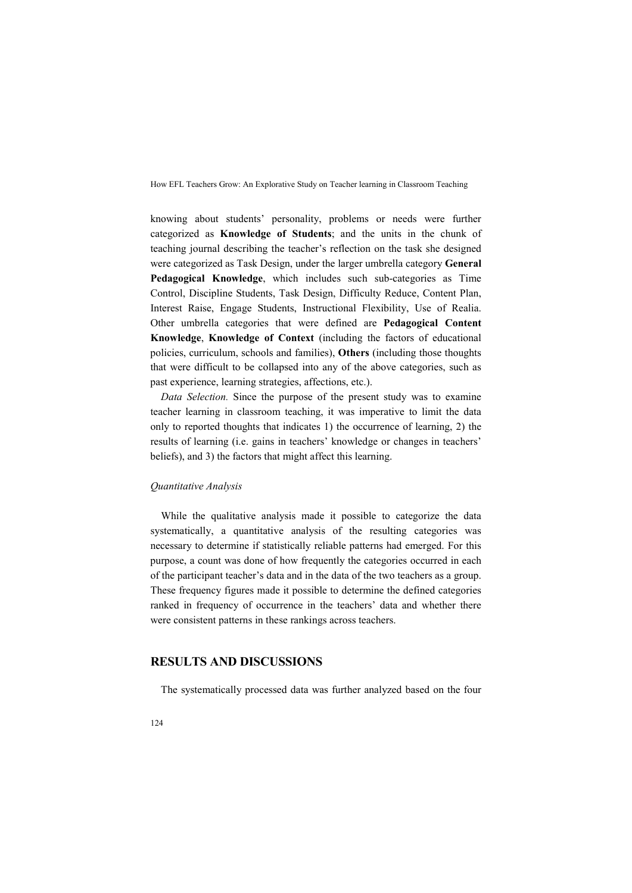knowing about students' personality, problems or needs were further categorized as **Knowledge of Students**; and the units in the chunk of teaching journal describing the teacher's reflection on the task she designed were categorized as Task Design, under the larger umbrella category **General Pedagogical Knowledge**, which includes such sub-categories as Time Control, Discipline Students, Task Design, Difficulty Reduce, Content Plan, Interest Raise, Engage Students, Instructional Flexibility, Use of Realia. Other umbrella categories that were defined are **Pedagogical Content Knowledge**, **Knowledge of Context** (including the factors of educational policies, curriculum, schools and families), **Others** (including those thoughts that were difficult to be collapsed into any of the above categories, such as past experience, learning strategies, affections, etc.).

*Data Selection.* Since the purpose of the present study was to examine teacher learning in classroom teaching, it was imperative to limit the data only to reported thoughts that indicates 1) the occurrence of learning, 2) the results of learning (i.e. gains in teachers' knowledge or changes in teachers' beliefs), and 3) the factors that might affect this learning.

*Quantitative Analysis*

While the qualitative analysis made it possible to categorize the data systematically, a quantitative analysis of the resulting categories was necessary to determine if statistically reliable patterns had emerged. For this purpose, a count was done of how frequently the categories occurred in each of the participant teacher's data and in the data of the two teachers as a group. These frequency figures made it possible to determine the defined categories ranked in frequency of occurrence in the teachers' data and whether there were consistent patterns in these rankings across teachers.

## RESULTS AND DISCUSSIONS

The systematically processed data was further analyzed based on the four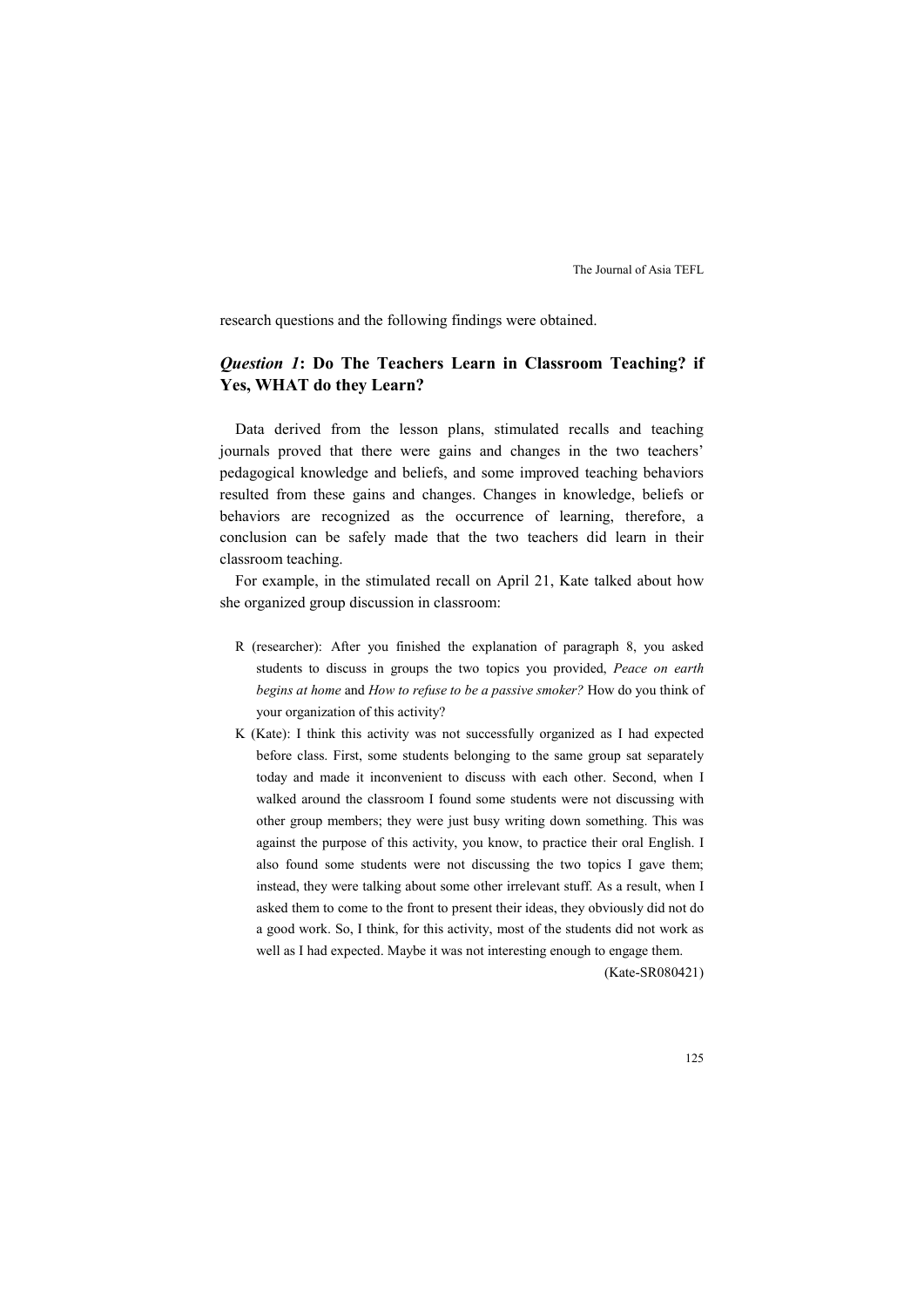research questions and the following findings were obtained.

## *Question 1*: Do The Teachers Learn in Classroom Teaching? if Yes, WHAT do they Learn?

Data derived from the lesson plans, stimulated recalls and teaching journals proved that there were gains and changes in the two teachers' pedagogical knowledge and beliefs, and some improved teaching behaviors resulted from these gains and changes. Changes in knowledge, beliefs or behaviors are recognized as the occurrence of learning, therefore, a conclusion can be safely made that the two teachers did learn in their classroom teaching.

For example, in the stimulated recall on April 21, Kate talked about how she organized group discussion in classroom:

> R (researcher): After you finished the explanation of paragraph 8, you asked students to discuss in groups the two topics you provided, *Peace on earth begins at home* and *How to refuse to be a passive smoker?* How do you think of your organization of this activity?
>
> K (Kate): I think this activity was not successfully organized as I had expected before class. First, some students belonging to the same group sat separately today and made it inconvenient to discuss with each other. Second, when I walked around the classroom I found some students were not discussing with other group members; they were just busy writing down something. This was against the purpose of this activity, you know, to practice their oral English. I also found some students were not discussing the two topics I gave them; instead, they were talking about some other irrelevant stuff. As a result, when I asked them to come to the front to present their ideas, they obviously did not do a good work. So, I think, for this activity, most of the students did not work as well as I had expected. Maybe it was not interesting enough to engage them.
>
> (Kate-SR080421)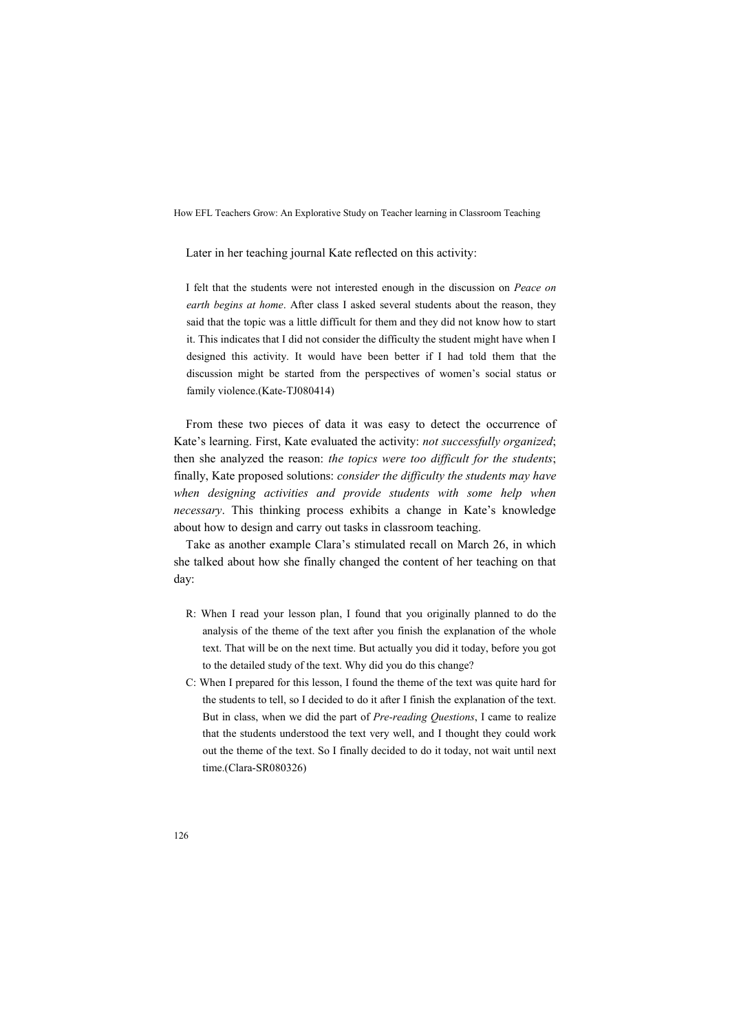Later in her teaching journal Kate reflected on this activity:

> I felt that the students were not interested enough in the discussion on *Peace on earth begins at home*. After class I asked several students about the reason, they said that the topic was a little difficult for them and they did not know how to start it. This indicates that I did not consider the difficulty the student might have when I designed this activity. It would have been better if I had told them that the discussion might be started from the perspectives of women's social status or family violence.(Kate-TJ080414)

From these two pieces of data it was easy to detect the occurrence of Kate's learning. First, Kate evaluated the activity: *not successfully organized*; then she analyzed the reason: *the topics were too difficult for the students*; finally, Kate proposed solutions: *consider the difficulty the students may have when designing activities and provide students with some help when necessary*. This thinking process exhibits a change in Kate's knowledge about how to design and carry out tasks in classroom teaching.

Take as another example Clara's stimulated recall on March 26, in which she talked about how she finally changed the content of her teaching on that day:

> R: When I read your lesson plan, I found that you originally planned to do the analysis of the theme of the text after you finish the explanation of the whole text. That will be on the next time. But actually you did it today, before you got to the detailed study of the text. Why did you do this change?
>
> C: When I prepared for this lesson, I found the theme of the text was quite hard for the students to tell, so I decided to do it after I finish the explanation of the text. But in class, when we did the part of *Pre-reading Questions*, I came to realize that the students understood the text very well, and I thought they could work out the theme of the text. So I finally decided to do it today, not wait until next time.(Clara-SR080326)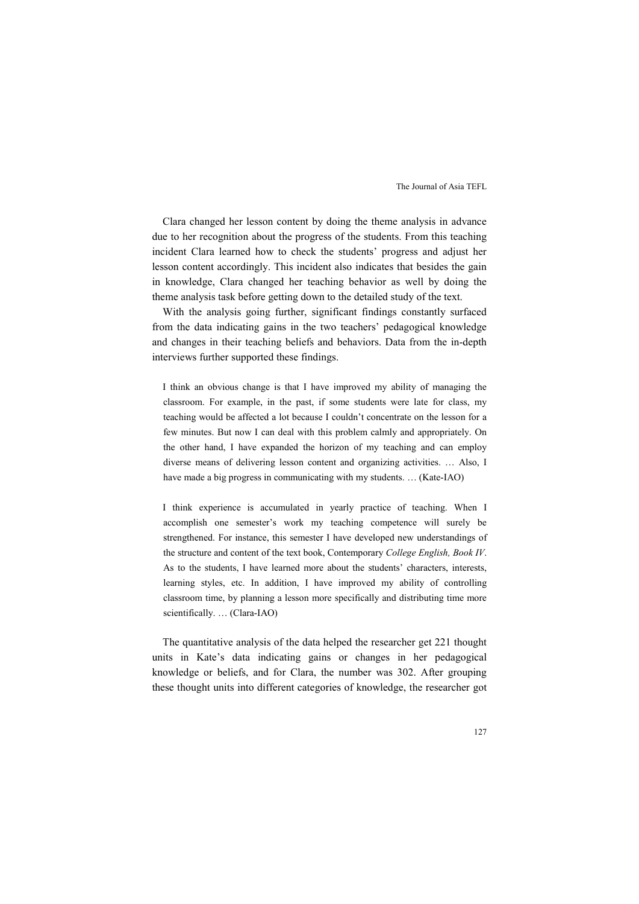Clara changed her lesson content by doing the theme analysis in advance due to her recognition about the progress of the students. From this teaching incident Clara learned how to check the students' progress and adjust her lesson content accordingly. This incident also indicates that besides the gain in knowledge, Clara changed her teaching behavior as well by doing the theme analysis task before getting down to the detailed study of the text.

With the analysis going further, significant findings constantly surfaced from the data indicating gains in the two teachers' pedagogical knowledge and changes in their teaching beliefs and behaviors. Data from the in-depth interviews further supported these findings.

> I think an obvious change is that I have improved my ability of managing the classroom. For example, in the past, if some students were late for class, my teaching would be affected a lot because I couldn't concentrate on the lesson for a few minutes. But now I can deal with this problem calmly and appropriately. On the other hand, I have expanded the horizon of my teaching and can employ diverse means of delivering lesson content and organizing activities. … Also, I have made a big progress in communicating with my students. … (Kate-IAO)

> I think experience is accumulated in yearly practice of teaching. When I accomplish one semester's work my teaching competence will surely be strengthened. For instance, this semester I have developed new understandings of the structure and content of the text book, Contemporary *College English, Book IV*. As to the students, I have learned more about the students' characters, interests, learning styles, etc. In addition, I have improved my ability of controlling classroom time, by planning a lesson more specifically and distributing time more scientifically. … (Clara-IAO)

The quantitative analysis of the data helped the researcher get 221 thought units in Kate's data indicating gains or changes in her pedagogical knowledge or beliefs, and for Clara, the number was 302. After grouping these thought units into different categories of knowledge, the researcher got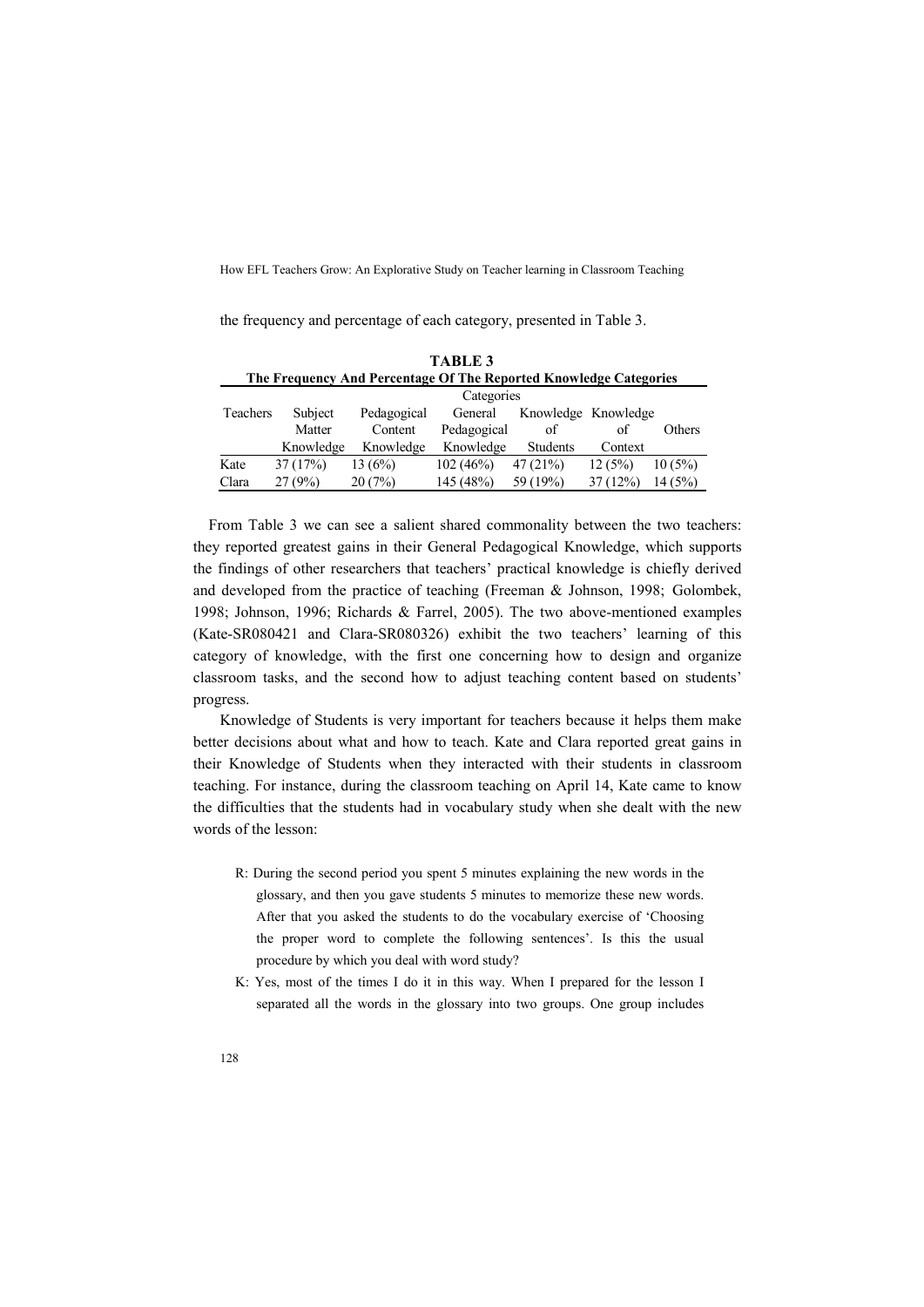the frequency and percentage of each category, presented in Table 3.

**TABLE 3**
**The Frequency And Percentage Of The Reported Knowledge Categories**

| Teachers | Subject Matter Knowledge | Pedagogical Content Knowledge | General Pedagogical Knowledge | Knowledge of Students | Knowledge of Context | Others |
|---|---|---|---|---|---|---|
| Kate | 37 (17%) | 13 (6%) | 102 (46%) | 47 (21%) | 12 (5%) | 10 (5%) |
| Clara | 27 (9%) | 20 (7%) | 145 (48%) | 59 (19%) | 37 (12%) | 14 (5%) |

From Table 3 we can see a salient shared commonality between the two teachers: they reported greatest gains in their General Pedagogical Knowledge, which supports the findings of other researchers that teachers' practical knowledge is chiefly derived and developed from the practice of teaching (Freeman & Johnson, 1998; Golombek, 1998; Johnson, 1996; Richards & Farrel, 2005). The two above-mentioned examples (Kate-SR080421 and Clara-SR080326) exhibit the two teachers' learning of this category of knowledge, with the first one concerning how to design and organize classroom tasks, and the second how to adjust teaching content based on students' progress.

Knowledge of Students is very important for teachers because it helps them make better decisions about what and how to teach. Kate and Clara reported great gains in their Knowledge of Students when they interacted with their students in classroom teaching. For instance, during the classroom teaching on April 14, Kate came to know the difficulties that the students had in vocabulary study when she dealt with the new words of the lesson:

> R: During the second period you spent 5 minutes explaining the new words in the glossary, and then you gave students 5 minutes to memorize these new words. After that you asked the students to do the vocabulary exercise of 'Choosing the proper word to complete the following sentences'. Is this the usual procedure by which you deal with word study?
>
> K: Yes, most of the times I do it in this way. When I prepared for the lesson I separated all the words in the glossary into two groups. One group includes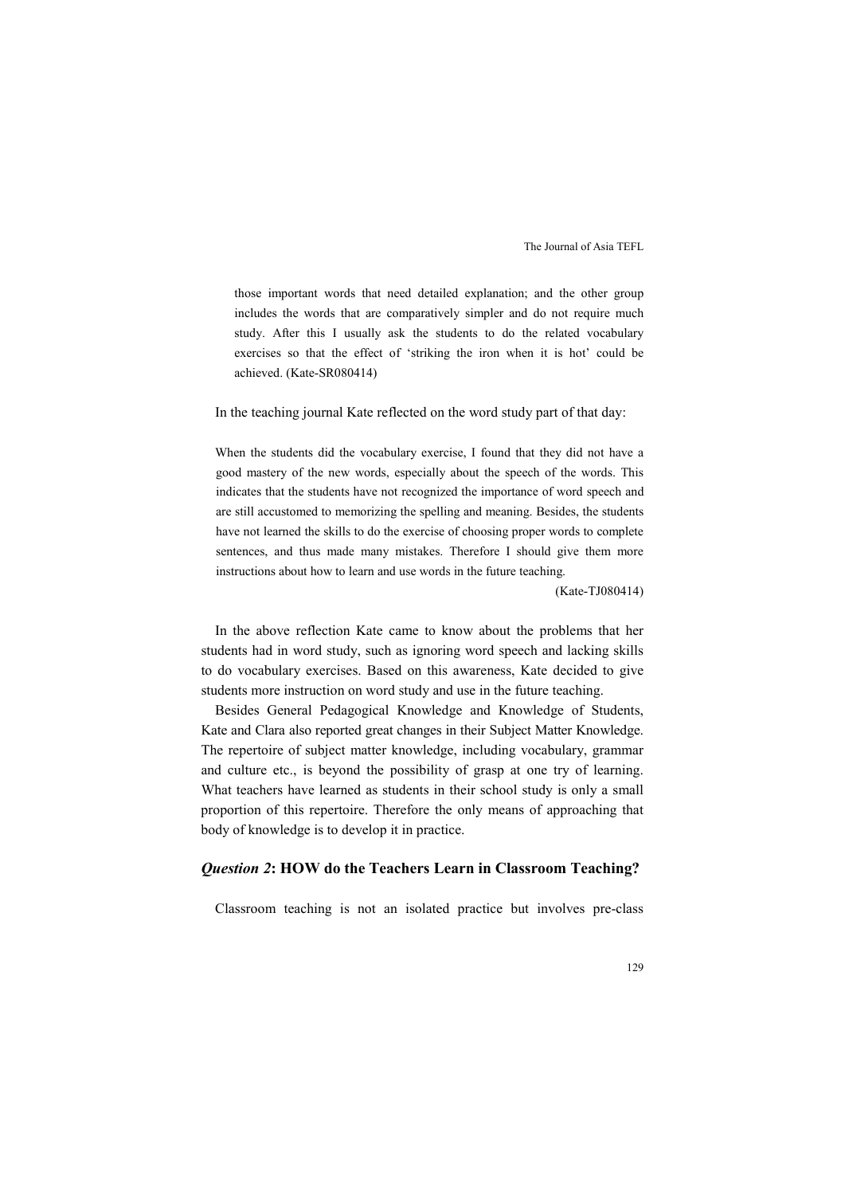> those important words that need detailed explanation; and the other group includes the words that are comparatively simpler and do not require much study. After this I usually ask the students to do the related vocabulary exercises so that the effect of 'striking the iron when it is hot' could be achieved. (Kate-SR080414)

In the teaching journal Kate reflected on the word study part of that day:

> When the students did the vocabulary exercise, I found that they did not have a good mastery of the new words, especially about the speech of the words. This indicates that the students have not recognized the importance of word speech and are still accustomed to memorizing the spelling and meaning. Besides, the students have not learned the skills to do the exercise of choosing proper words to complete sentences, and thus made many mistakes. Therefore I should give them more instructions about how to learn and use words in the future teaching.
>
> (Kate-TJ080414)

In the above reflection Kate came to know about the problems that her students had in word study, such as ignoring word speech and lacking skills to do vocabulary exercises. Based on this awareness, Kate decided to give students more instruction on word study and use in the future teaching.

Besides General Pedagogical Knowledge and Knowledge of Students, Kate and Clara also reported great changes in their Subject Matter Knowledge. The repertoire of subject matter knowledge, including vocabulary, grammar and culture etc., is beyond the possibility of grasp at one try of learning. What teachers have learned as students in their school study is only a small proportion of this repertoire. Therefore the only means of approaching that body of knowledge is to develop it in practice.

### *Question 2*: HOW do the Teachers Learn in Classroom Teaching?

Classroom teaching is not an isolated practice but involves pre-class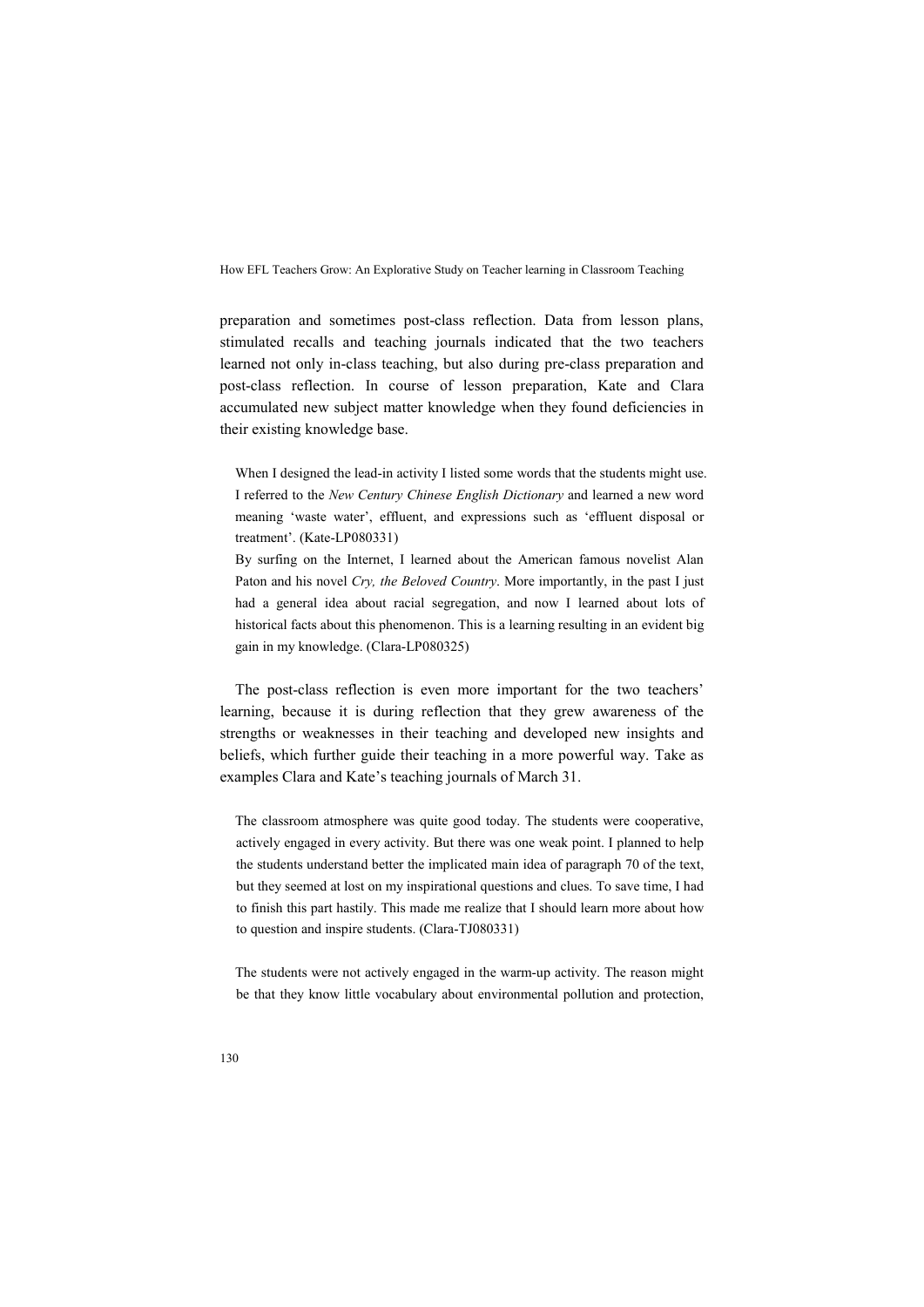preparation and sometimes post-class reflection. Data from lesson plans, stimulated recalls and teaching journals indicated that the two teachers learned not only in-class teaching, but also during pre-class preparation and post-class reflection. In course of lesson preparation, Kate and Clara accumulated new subject matter knowledge when they found deficiencies in their existing knowledge base.

> When I designed the lead-in activity I listed some words that the students might use. I referred to the *New Century Chinese English Dictionary* and learned a new word meaning 'waste water', effluent, and expressions such as 'effluent disposal or treatment'. (Kate-LP080331)
>
> By surfing on the Internet, I learned about the American famous novelist Alan Paton and his novel *Cry, the Beloved Country*. More importantly, in the past I just had a general idea about racial segregation, and now I learned about lots of historical facts about this phenomenon. This is a learning resulting in an evident big gain in my knowledge. (Clara-LP080325)

The post-class reflection is even more important for the two teachers' learning, because it is during reflection that they grew awareness of the strengths or weaknesses in their teaching and developed new insights and beliefs, which further guide their teaching in a more powerful way. Take as examples Clara and Kate's teaching journals of March 31.

> The classroom atmosphere was quite good today. The students were cooperative, actively engaged in every activity. But there was one weak point. I planned to help the students understand better the implicated main idea of paragraph 70 of the text, but they seemed at lost on my inspirational questions and clues. To save time, I had to finish this part hastily. This made me realize that I should learn more about how to question and inspire students. (Clara-TJ080331)

> The students were not actively engaged in the warm-up activity. The reason might be that they know little vocabulary about environmental pollution and protection,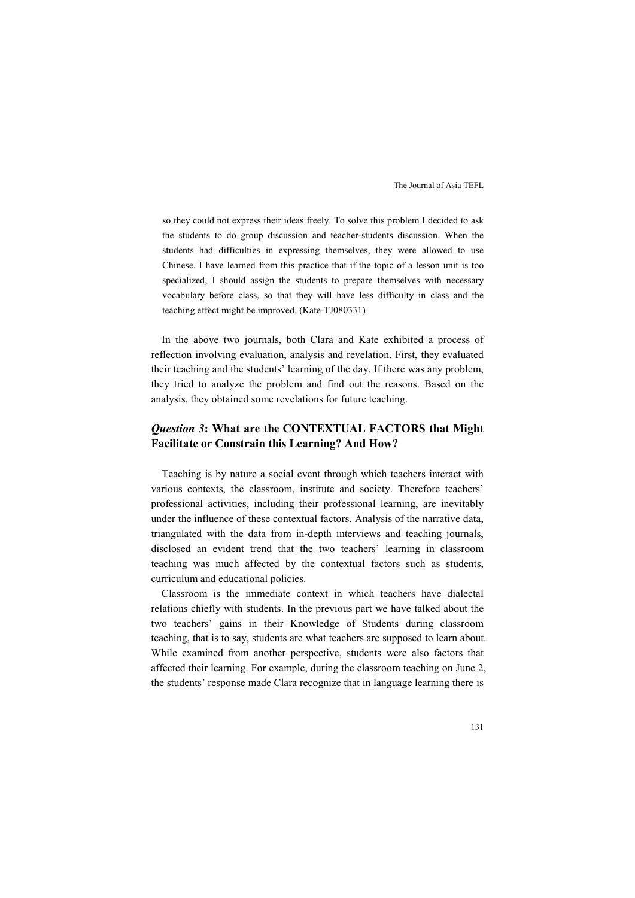> so they could not express their ideas freely. To solve this problem I decided to ask the students to do group discussion and teacher-students discussion. When the students had difficulties in expressing themselves, they were allowed to use Chinese. I have learned from this practice that if the topic of a lesson unit is too specialized, I should assign the students to prepare themselves with necessary vocabulary before class, so that they will have less difficulty in class and the teaching effect might be improved. (Kate-TJ080331)

In the above two journals, both Clara and Kate exhibited a process of reflection involving evaluation, analysis and revelation. First, they evaluated their teaching and the students' learning of the day. If there was any problem, they tried to analyze the problem and find out the reasons. Based on the analysis, they obtained some revelations for future teaching.

## *Question 3*: What are the CONTEXTUAL FACTORS that Might Facilitate or Constrain this Learning? And How?

Teaching is by nature a social event through which teachers interact with various contexts, the classroom, institute and society. Therefore teachers' professional activities, including their professional learning, are inevitably under the influence of these contextual factors. Analysis of the narrative data, triangulated with the data from in-depth interviews and teaching journals, disclosed an evident trend that the two teachers' learning in classroom teaching was much affected by the contextual factors such as students, curriculum and educational policies.

Classroom is the immediate context in which teachers have dialectal relations chiefly with students. In the previous part we have talked about the two teachers' gains in their Knowledge of Students during classroom teaching, that is to say, students are what teachers are supposed to learn about. While examined from another perspective, students were also factors that affected their learning. For example, during the classroom teaching on June 2, the students' response made Clara recognize that in language learning there is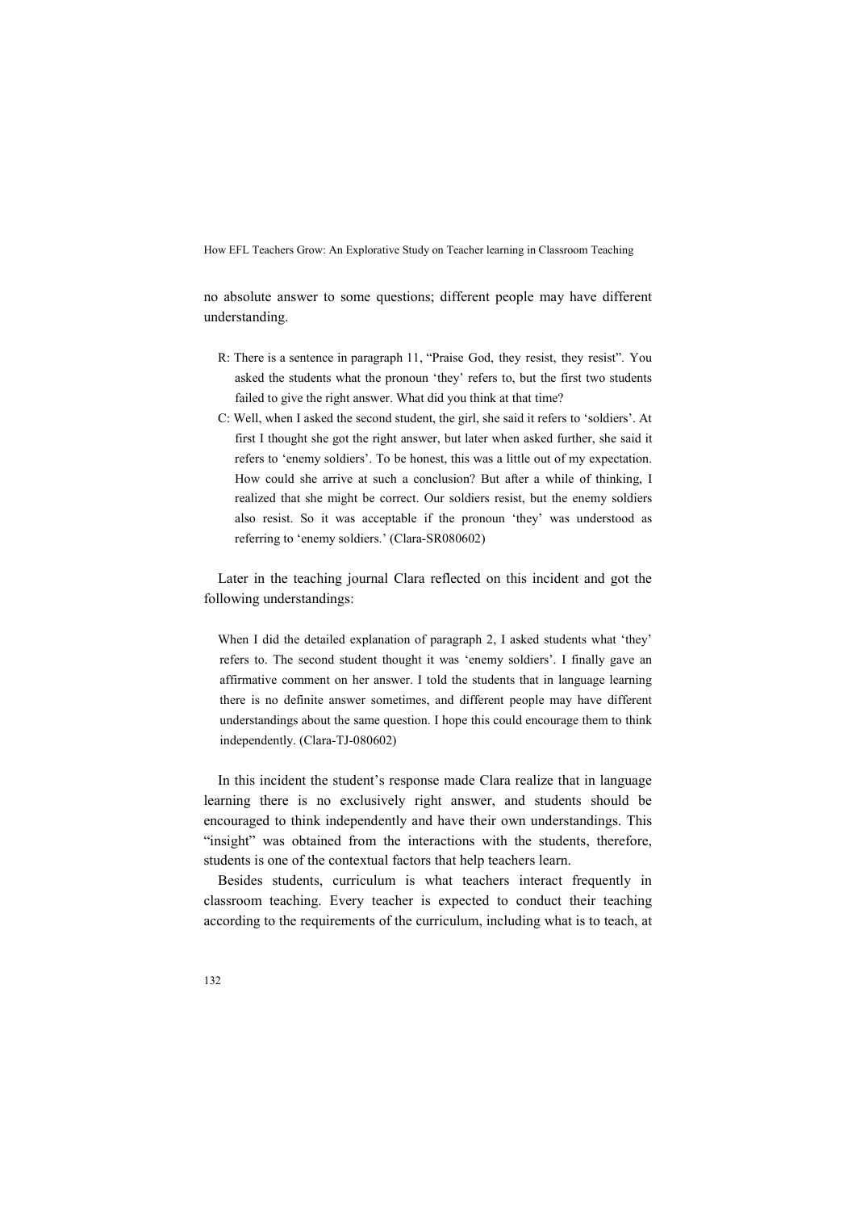no absolute answer to some questions; different people may have different understanding.

> R: There is a sentence in paragraph 11, "Praise God, they resist, they resist". You asked the students what the pronoun 'they' refers to, but the first two students failed to give the right answer. What did you think at that time?
>
> C: Well, when I asked the second student, the girl, she said it refers to 'soldiers'. At first I thought she got the right answer, but later when asked further, she said it refers to 'enemy soldiers'. To be honest, this was a little out of my expectation. How could she arrive at such a conclusion? But after a while of thinking, I realized that she might be correct. Our soldiers resist, but the enemy soldiers also resist. So it was acceptable if the pronoun 'they' was understood as referring to 'enemy soldiers.' (Clara-SR080602)

Later in the teaching journal Clara reflected on this incident and got the following understandings:

> When I did the detailed explanation of paragraph 2, I asked students what 'they' refers to. The second student thought it was 'enemy soldiers'. I finally gave an affirmative comment on her answer. I told the students that in language learning there is no definite answer sometimes, and different people may have different understandings about the same question. I hope this could encourage them to think independently. (Clara-TJ-080602)

In this incident the student's response made Clara realize that in language learning there is no exclusively right answer, and students should be encouraged to think independently and have their own understandings. This "insight" was obtained from the interactions with the students, therefore, students is one of the contextual factors that help teachers learn.

Besides students, curriculum is what teachers interact frequently in classroom teaching. Every teacher is expected to conduct their teaching according to the requirements of the curriculum, including what is to teach, at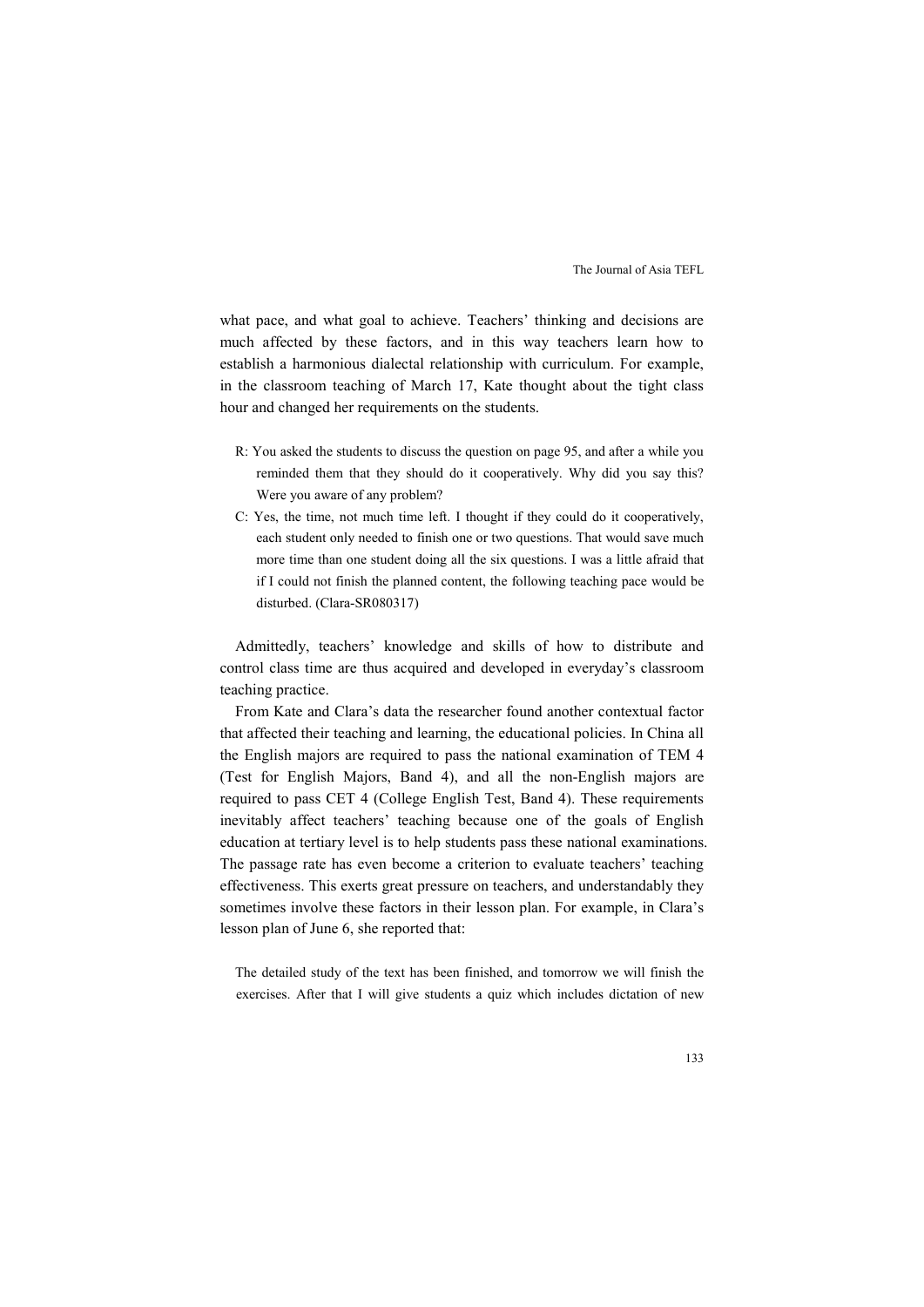what pace, and what goal to achieve. Teachers' thinking and decisions are much affected by these factors, and in this way teachers learn how to establish a harmonious dialectal relationship with curriculum. For example, in the classroom teaching of March 17, Kate thought about the tight class hour and changed her requirements on the students.

> R: You asked the students to discuss the question on page 95, and after a while you reminded them that they should do it cooperatively. Why did you say this? Were you aware of any problem?
>
> C: Yes, the time, not much time left. I thought if they could do it cooperatively, each student only needed to finish one or two questions. That would save much more time than one student doing all the six questions. I was a little afraid that if I could not finish the planned content, the following teaching pace would be disturbed. (Clara-SR080317)

Admittedly, teachers' knowledge and skills of how to distribute and control class time are thus acquired and developed in everyday's classroom teaching practice.

From Kate and Clara's data the researcher found another contextual factor that affected their teaching and learning, the educational policies. In China all the English majors are required to pass the national examination of TEM 4 (Test for English Majors, Band 4), and all the non-English majors are required to pass CET 4 (College English Test, Band 4). These requirements inevitably affect teachers' teaching because one of the goals of English education at tertiary level is to help students pass these national examinations. The passage rate has even become a criterion to evaluate teachers' teaching effectiveness. This exerts great pressure on teachers, and understandably they sometimes involve these factors in their lesson plan. For example, in Clara's lesson plan of June 6, she reported that:

> The detailed study of the text has been finished, and tomorrow we will finish the exercises. After that I will give students a quiz which includes dictation of new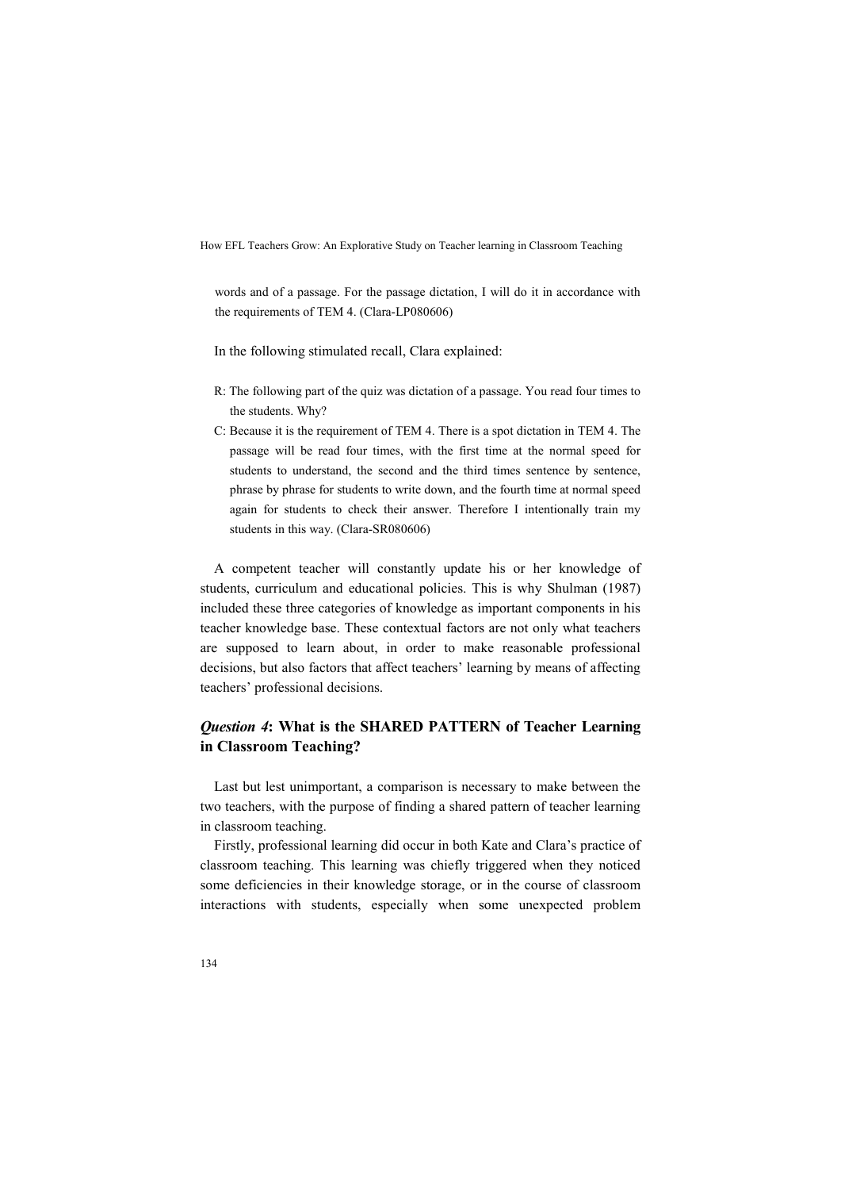words and of a passage. For the passage dictation, I will do it in accordance with the requirements of TEM 4. (Clara-LP080606)

In the following stimulated recall, Clara explained:

> R: The following part of the quiz was dictation of a passage. You read four times to the students. Why?
>
> C: Because it is the requirement of TEM 4. There is a spot dictation in TEM 4. The passage will be read four times, with the first time at the normal speed for students to understand, the second and the third times sentence by sentence, phrase by phrase for students to write down, and the fourth time at normal speed again for students to check their answer. Therefore I intentionally train my students in this way. (Clara-SR080606)

A competent teacher will constantly update his or her knowledge of students, curriculum and educational policies. This is why Shulman (1987) included these three categories of knowledge as important components in his teacher knowledge base. These contextual factors are not only what teachers are supposed to learn about, in order to make reasonable professional decisions, but also factors that affect teachers' learning by means of affecting teachers' professional decisions.

### *Question 4*: What is the SHARED PATTERN of Teacher Learning in Classroom Teaching?

Last but lest unimportant, a comparison is necessary to make between the two teachers, with the purpose of finding a shared pattern of teacher learning in classroom teaching.

Firstly, professional learning did occur in both Kate and Clara's practice of classroom teaching. This learning was chiefly triggered when they noticed some deficiencies in their knowledge storage, or in the course of classroom interactions with students, especially when some unexpected problem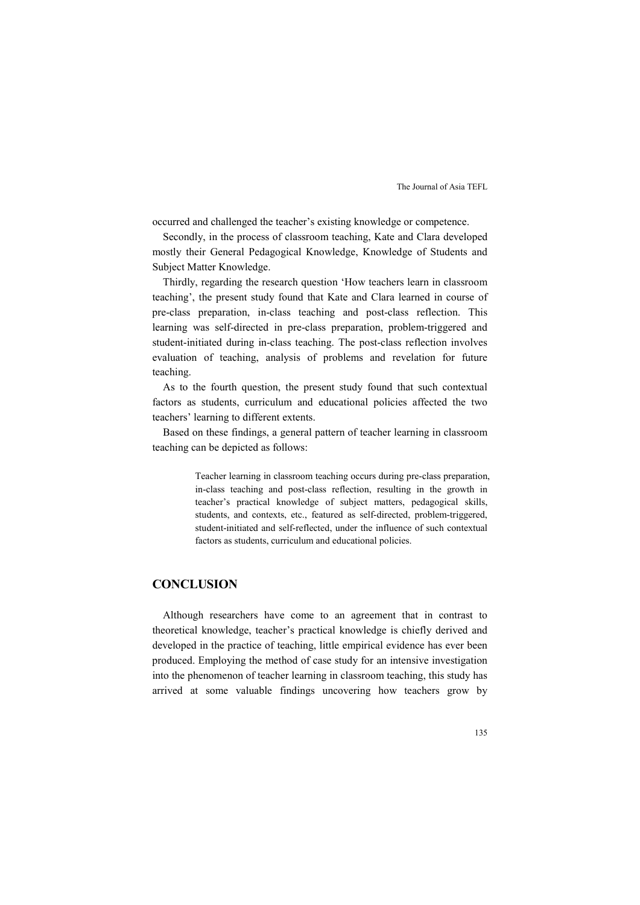occurred and challenged the teacher's existing knowledge or competence.

Secondly, in the process of classroom teaching, Kate and Clara developed mostly their General Pedagogical Knowledge, Knowledge of Students and Subject Matter Knowledge.

Thirdly, regarding the research question 'How teachers learn in classroom teaching', the present study found that Kate and Clara learned in course of pre-class preparation, in-class teaching and post-class reflection. This learning was self-directed in pre-class preparation, problem-triggered and student-initiated during in-class teaching. The post-class reflection involves evaluation of teaching, analysis of problems and revelation for future teaching.

As to the fourth question, the present study found that such contextual factors as students, curriculum and educational policies affected the two teachers' learning to different extents.

Based on these findings, a general pattern of teacher learning in classroom teaching can be depicted as follows:

> Teacher learning in classroom teaching occurs during pre-class preparation, in-class teaching and post-class reflection, resulting in the growth in teacher's practical knowledge of subject matters, pedagogical skills, students, and contexts, etc., featured as self-directed, problem-triggered, student-initiated and self-reflected, under the influence of such contextual factors as students, curriculum and educational policies.

## CONCLUSION

Although researchers have come to an agreement that in contrast to theoretical knowledge, teacher's practical knowledge is chiefly derived and developed in the practice of teaching, little empirical evidence has ever been produced. Employing the method of case study for an intensive investigation into the phenomenon of teacher learning in classroom teaching, this study has arrived at some valuable findings uncovering how teachers grow by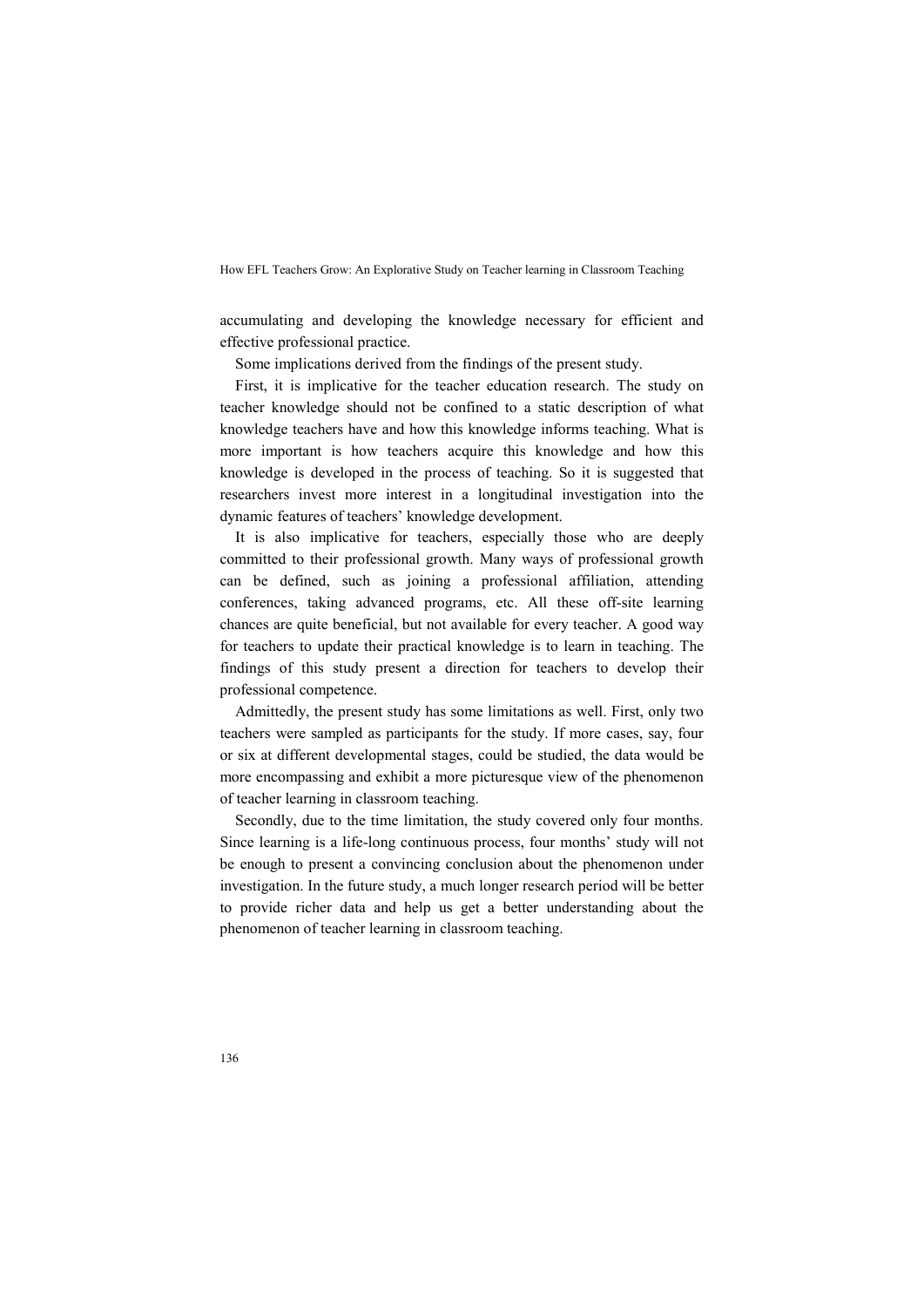accumulating and developing the knowledge necessary for efficient and effective professional practice.

Some implications derived from the findings of the present study.

First, it is implicative for the teacher education research. The study on teacher knowledge should not be confined to a static description of what knowledge teachers have and how this knowledge informs teaching. What is more important is how teachers acquire this knowledge and how this knowledge is developed in the process of teaching. So it is suggested that researchers invest more interest in a longitudinal investigation into the dynamic features of teachers' knowledge development.

It is also implicative for teachers, especially those who are deeply committed to their professional growth. Many ways of professional growth can be defined, such as joining a professional affiliation, attending conferences, taking advanced programs, etc. All these off-site learning chances are quite beneficial, but not available for every teacher. A good way for teachers to update their practical knowledge is to learn in teaching. The findings of this study present a direction for teachers to develop their professional competence.

Admittedly, the present study has some limitations as well. First, only two teachers were sampled as participants for the study. If more cases, say, four or six at different developmental stages, could be studied, the data would be more encompassing and exhibit a more picturesque view of the phenomenon of teacher learning in classroom teaching.

Secondly, due to the time limitation, the study covered only four months. Since learning is a life-long continuous process, four months' study will not be enough to present a convincing conclusion about the phenomenon under investigation. In the future study, a much longer research period will be better to provide richer data and help us get a better understanding about the phenomenon of teacher learning in classroom teaching.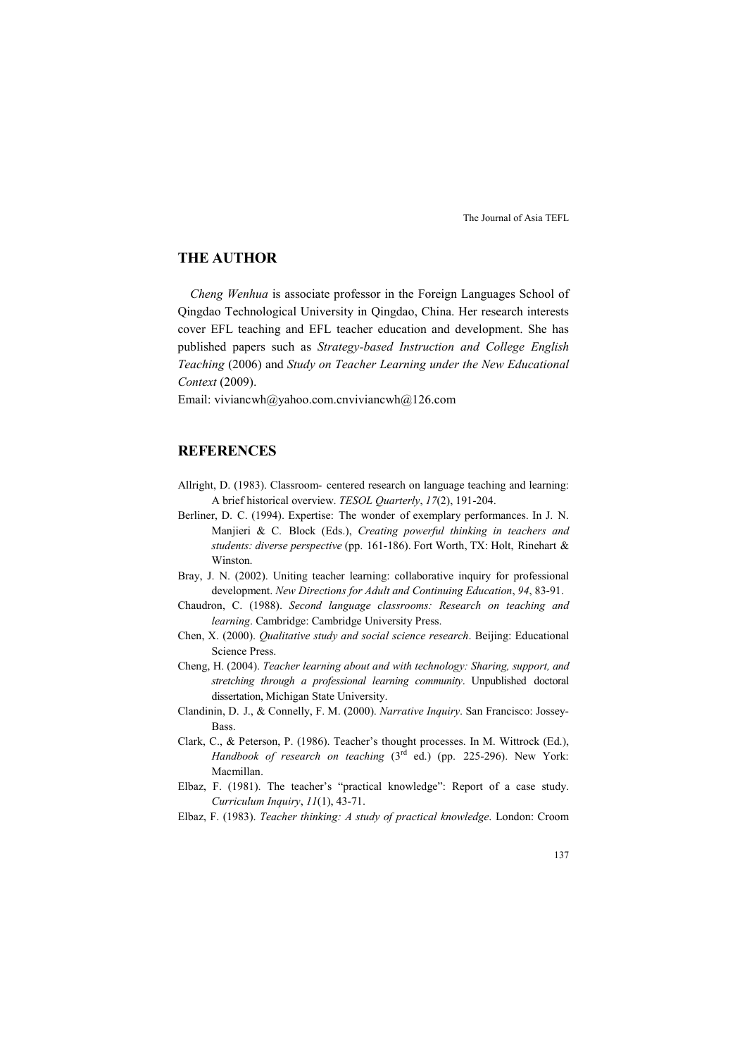## THE AUTHOR

*Cheng Wenhua* is associate professor in the Foreign Languages School of Qingdao Technological University in Qingdao, China. Her research interests cover EFL teaching and EFL teacher education and development. She has published papers such as *Strategy-based Instruction and College English Teaching* (2006) and *Study on Teacher Learning under the New Educational Context* (2009).

Email: viviancwh@yahoo.com.cnviviancwh@126.com

## REFERENCES

Allright, D. (1983). Classroom- centered research on language teaching and learning: A brief historical overview. *TESOL Quarterly*, *17*(2), 191-204.

Berliner, D. C. (1994). Expertise: The wonder of exemplary performances. In J. N. Manjieri & C. Block (Eds.), *Creating powerful thinking in teachers and students: diverse perspective* (pp. 161-186). Fort Worth, TX: Holt, Rinehart & Winston.

Bray, J. N. (2002). Uniting teacher learning: collaborative inquiry for professional development. *New Directions for Adult and Continuing Education*, *94*, 83-91.

Chaudron, C. (1988). *Second language classrooms: Research on teaching and learning*. Cambridge: Cambridge University Press.

Chen, X. (2000). *Qualitative study and social science research*. Beijing: Educational Science Press.

Cheng, H. (2004). *Teacher learning about and with technology: Sharing, support, and stretching through a professional learning community*. Unpublished doctoral dissertation, Michigan State University.

Clandinin, D. J., & Connelly, F. M. (2000). *Narrative Inquiry*. San Francisco: Jossey-Bass.

Clark, C., & Peterson, P. (1986). Teacher's thought processes. In M. Wittrock (Ed.), *Handbook of research on teaching* (3rd ed.) (pp. 225-296). New York: Macmillan.

Elbaz, F. (1981). The teacher's "practical knowledge": Report of a case study. *Curriculum Inquiry*, *11*(1), 43-71.

Elbaz, F. (1983). *Teacher thinking: A study of practical knowledge*. London: Croom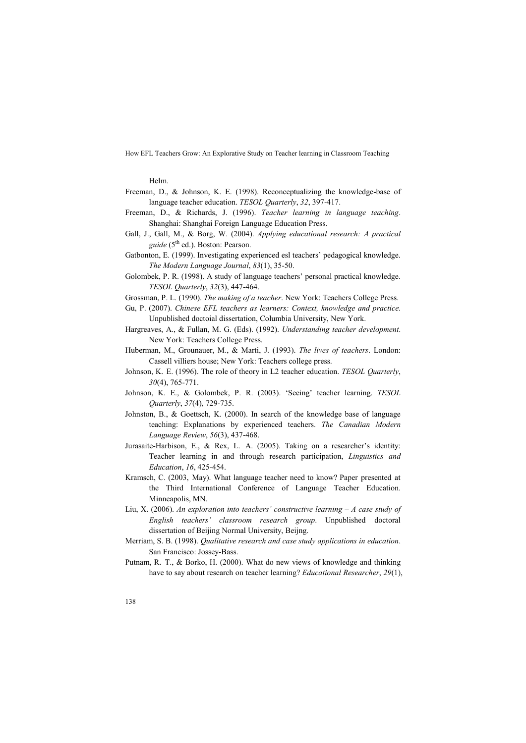Helm.

Freeman, D., & Johnson, K. E. (1998). Reconceptualizing the knowledge-base of language teacher education. *TESOL Quarterly*, *32*, 397-417.

Freeman, D., & Richards, J. (1996). *Teacher learning in language teaching*. Shanghai: Shanghai Foreign Language Education Press.

Gall, J., Gall, M., & Borg, W. (2004). *Applying educational research: A practical guide* (5th ed.). Boston: Pearson.

Gatbonton, E. (1999). Investigating experienced esl teachers' pedagogical knowledge. *The Modern Language Journal*, *83*(1), 35-50.

Golombek, P. R. (1998). A study of language teachers' personal practical knowledge. *TESOL Quarterly*, *32*(3), 447-464.

Grossman, P. L. (1990). *The making of a teacher*. New York: Teachers College Press.

Gu, P. (2007). *Chinese EFL teachers as learners: Context, knowledge and practice.* Unpublished doctoial dissertation, Columbia University, New York.

Hargreaves, A., & Fullan, M. G. (Eds). (1992). *Understanding teacher development*. New York: Teachers College Press.

Huberman, M., Grounauer, M., & Marti, J. (1993). *The lives of teachers*. London: Cassell villiers house; New York: Teachers college press.

Johnson, K. E. (1996). The role of theory in L2 teacher education. *TESOL Quarterly*, *30*(4), 765-771.

Johnson, K. E., & Golombek, P. R. (2003). 'Seeing' teacher learning. *TESOL Quarterly*, *37*(4), 729-735.

Johnston, B., & Goettsch, K. (2000). In search of the knowledge base of language teaching: Explanations by experienced teachers. *The Canadian Modern Language Review*, *56*(3), 437-468.

Jurasaite-Harbison, E., & Rex, L. A. (2005). Taking on a researcher's identity: Teacher learning in and through research participation, *Linguistics and Education*, *16*, 425-454.

Kramsch, C. (2003, May). What language teacher need to know? Paper presented at the Third International Conference of Language Teacher Education. Minneapolis, MN.

Liu, X. (2006). *An exploration into teachers' constructive learning – A case study of English teachers' classroom research group*. Unpublished doctoral dissertation of Beijing Normal University, Beijng.

Merriam, S. B. (1998). *Qualitative research and case study applications in education*. San Francisco: Jossey-Bass.

Putnam, R. T., & Borko, H. (2000). What do new views of knowledge and thinking have to say about research on teacher learning? *Educational Researcher*, *29*(1),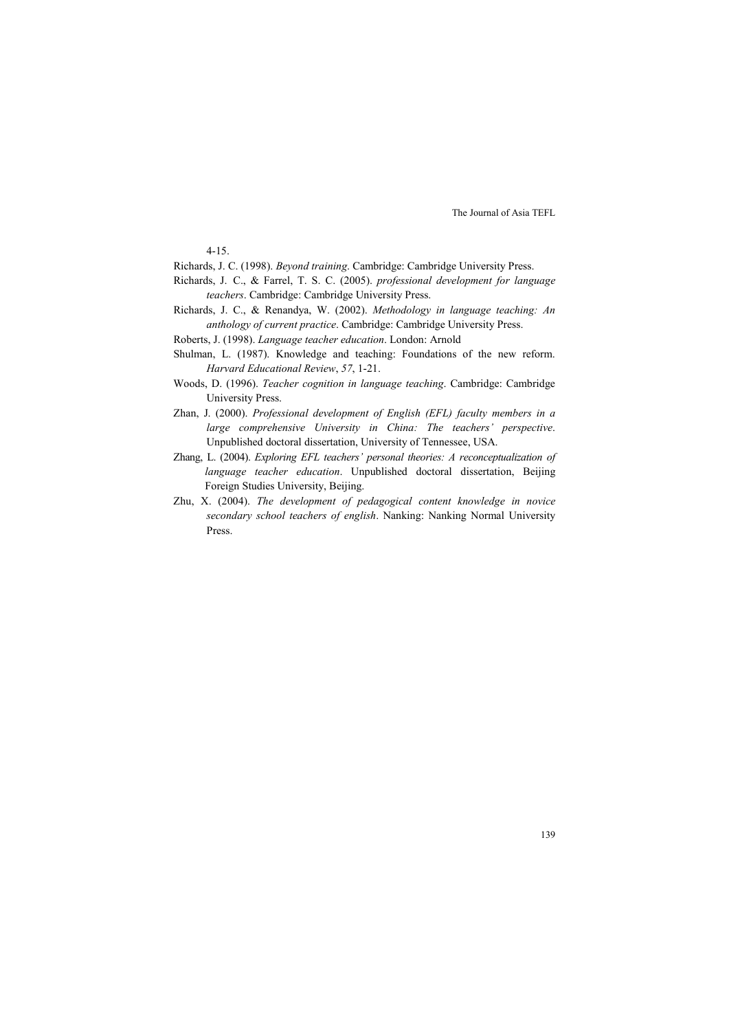4-15.

Richards, J. C. (1998). *Beyond training*. Cambridge: Cambridge University Press.

Richards, J. C., & Farrel, T. S. C. (2005). *professional development for language teachers*. Cambridge: Cambridge University Press.

Richards, J. C., & Renandya, W. (2002). *Methodology in language teaching: An anthology of current practice*. Cambridge: Cambridge University Press.

Roberts, J. (1998). *Language teacher education*. London: Arnold

Shulman, L. (1987). Knowledge and teaching: Foundations of the new reform. *Harvard Educational Review*, *57*, 1-21.

Woods, D. (1996). *Teacher cognition in language teaching*. Cambridge: Cambridge University Press.

Zhan, J. (2000). *Professional development of English (EFL) faculty members in a large comprehensive University in China: The teachers' perspective*. Unpublished doctoral dissertation, University of Tennessee, USA.

Zhang, L. (2004). *Exploring EFL teachers' personal theories: A reconceptualization of language teacher education*. Unpublished doctoral dissertation, Beijing Foreign Studies University, Beijing.

Zhu, X. (2004). *The development of pedagogical content knowledge in novice secondary school teachers of english*. Nanking: Nanking Normal University Press.